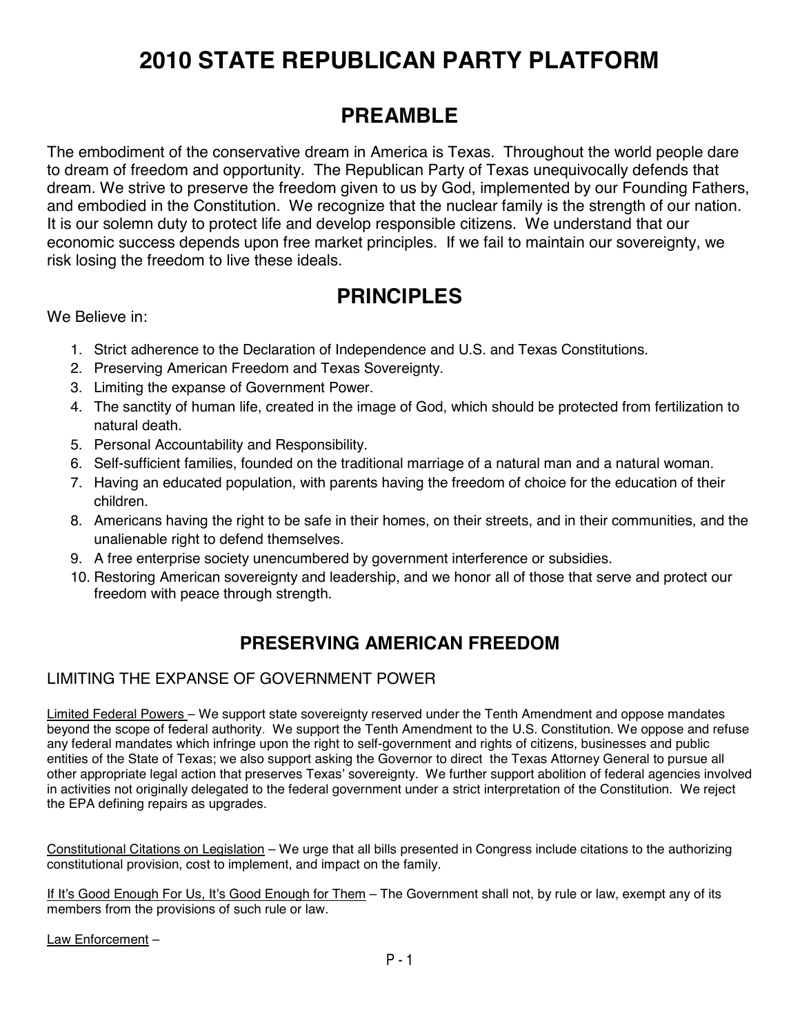# 2010 STATE REPUBLICAN PARTY PLATFORM

## PREAMBLE

The embodiment of the conservative dream in America is Texas. Throughout the world people dare to dream of freedom and opportunity. The Republican Party of Texas unequivocally defends that dream. We strive to preserve the freedom given to us by God, implemented by our Founding Fathers, and embodied in the Constitution. We recognize that the nuclear family is the strength of our nation. It is our solemn duty to protect life and develop responsible citizens. We understand that our economic success depends upon free market principles. If we fail to maintain our sovereignty, we risk losing the freedom to live these ideals.

## PRINCIPLES

We Believe in:

1. Strict adherence to the Declaration of Independence and U.S. and Texas Constitutions.
2. Preserving American Freedom and Texas Sovereignty.
3. Limiting the expanse of Government Power.
4. The sanctity of human life, created in the image of God, which should be protected from fertilization to natural death.
5. Personal Accountability and Responsibility.
6. Self-sufficient families, founded on the traditional marriage of a natural man and a natural woman.
7. Having an educated population, with parents having the freedom of choice for the education of their children.
8. Americans having the right to be safe in their homes, on their streets, and in their communities, and the unalienable right to defend themselves.
9. A free enterprise society unencumbered by government interference or subsidies.
10. Restoring American sovereignty and leadership, and we honor all of those that serve and protect our freedom with peace through strength.

## PRESERVING AMERICAN FREEDOM

### LIMITING THE EXPANSE OF GOVERNMENT POWER

Limited Federal Powers – We support state sovereignty reserved under the Tenth Amendment and oppose mandates beyond the scope of federal authority. We support the Tenth Amendment to the U.S. Constitution. We oppose and refuse any federal mandates which infringe upon the right to self-government and rights of citizens, businesses and public entities of the State of Texas; we also support asking the Governor to direct the Texas Attorney General to pursue all other appropriate legal action that preserves Texas' sovereignty. We further support abolition of federal agencies involved in activities not originally delegated to the federal government under a strict interpretation of the Constitution. We reject the EPA defining repairs as upgrades.

Constitutional Citations on Legislation – We urge that all bills presented in Congress include citations to the authorizing constitutional provision, cost to implement, and impact on the family.

If It's Good Enough For Us, It's Good Enough for Them – The Government shall not, by rule or law, exempt any of its members from the provisions of such rule or law.

Law Enforcement –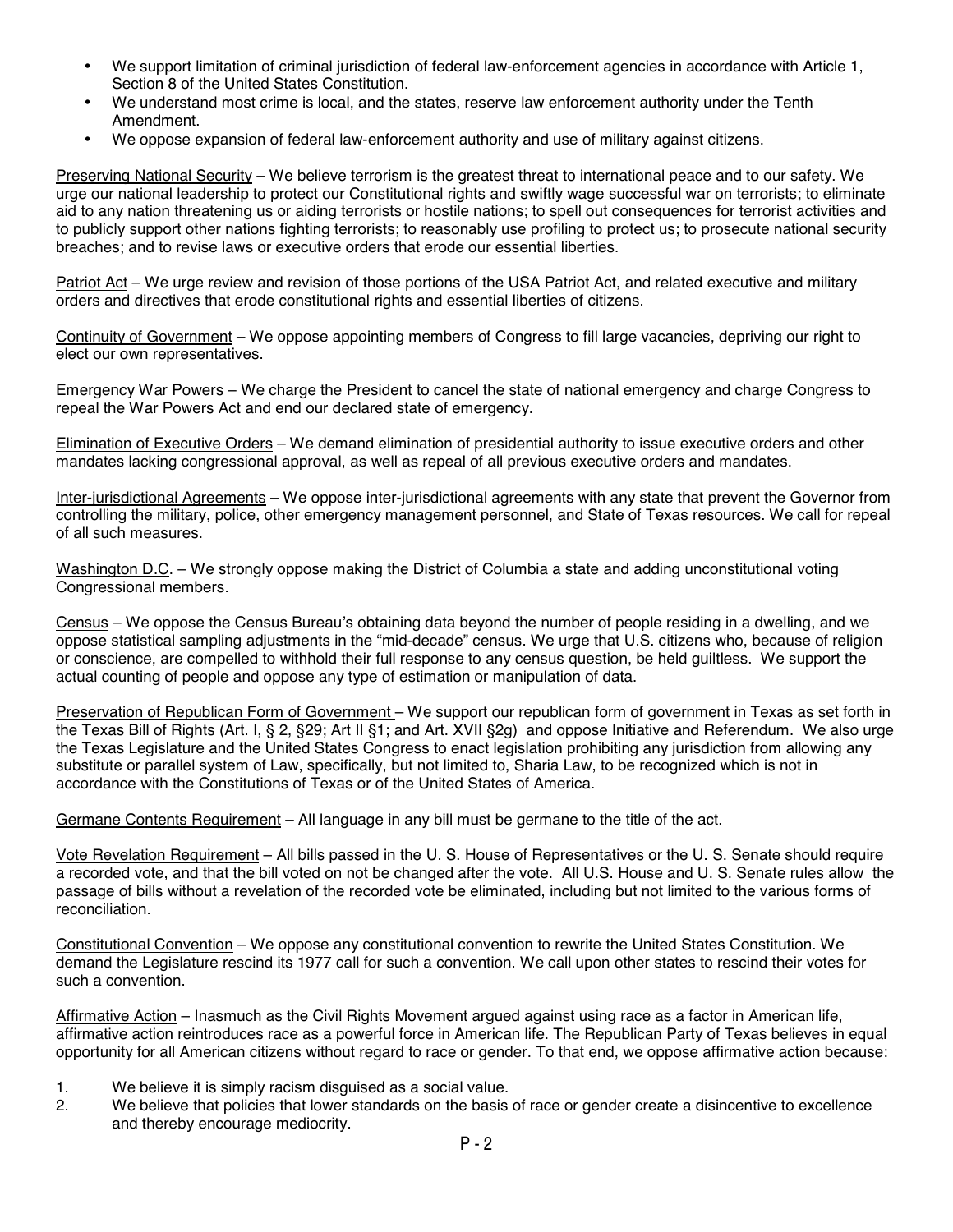- We support limitation of criminal jurisdiction of federal law-enforcement agencies in accordance with Article 1, Section 8 of the United States Constitution.
- We understand most crime is local, and the states, reserve law enforcement authority under the Tenth Amendment.
- We oppose expansion of federal law-enforcement authority and use of military against citizens.

<u>Preserving National Security</u> – We believe terrorism is the greatest threat to international peace and to our safety. We urge our national leadership to protect our Constitutional rights and swiftly wage successful war on terrorists; to eliminate aid to any nation threatening us or aiding terrorists or hostile nations; to spell out consequences for terrorist activities and to publicly support other nations fighting terrorists; to reasonably use profiling to protect us; to prosecute national security breaches; and to revise laws or executive orders that erode our essential liberties.

<u>Patriot Act</u> – We urge review and revision of those portions of the USA Patriot Act, and related executive and military orders and directives that erode constitutional rights and essential liberties of citizens.

<u>Continuity of Government</u> – We oppose appointing members of Congress to fill large vacancies, depriving our right to elect our own representatives.

<u>Emergency War Powers</u> – We charge the President to cancel the state of national emergency and charge Congress to repeal the War Powers Act and end our declared state of emergency.

<u>Elimination of Executive Orders</u> – We demand elimination of presidential authority to issue executive orders and other mandates lacking congressional approval, as well as repeal of all previous executive orders and mandates.

<u>Inter-jurisdictional Agreements</u> – We oppose inter-jurisdictional agreements with any state that prevent the Governor from controlling the military, police, other emergency management personnel, and State of Texas resources. We call for repeal of all such measures.

<u>Washington D.C.</u> – We strongly oppose making the District of Columbia a state and adding unconstitutional voting Congressional members.

<u>Census</u> – We oppose the Census Bureau's obtaining data beyond the number of people residing in a dwelling, and we oppose statistical sampling adjustments in the "mid-decade" census. We urge that U.S. citizens who, because of religion or conscience, are compelled to withhold their full response to any census question, be held guiltless. We support the actual counting of people and oppose any type of estimation or manipulation of data.

<u>Preservation of Republican Form of Government</u> – We support our republican form of government in Texas as set forth in the Texas Bill of Rights (Art. I, § 2, §29; Art II §1; and Art. XVII §2g) and oppose Initiative and Referendum. We also urge the Texas Legislature and the United States Congress to enact legislation prohibiting any jurisdiction from allowing any substitute or parallel system of Law, specifically, but not limited to, Sharia Law, to be recognized which is not in accordance with the Constitutions of Texas or of the United States of America.

<u>Germane Contents Requirement</u> – All language in any bill must be germane to the title of the act.

<u>Vote Revelation Requirement</u> – All bills passed in the U. S. House of Representatives or the U. S. Senate should require a recorded vote, and that the bill voted on not be changed after the vote. All U.S. House and U. S. Senate rules allow the passage of bills without a revelation of the recorded vote be eliminated, including but not limited to the various forms of reconciliation.

<u>Constitutional Convention</u> – We oppose any constitutional convention to rewrite the United States Constitution. We demand the Legislature rescind its 1977 call for such a convention. We call upon other states to rescind their votes for such a convention.

<u>Affirmative Action</u> – Inasmuch as the Civil Rights Movement argued against using race as a factor in American life, affirmative action reintroduces race as a powerful force in American life. The Republican Party of Texas believes in equal opportunity for all American citizens without regard to race or gender. To that end, we oppose affirmative action because:

1. We believe it is simply racism disguised as a social value.
2. We believe that policies that lower standards on the basis of race or gender create a disincentive to excellence and thereby encourage mediocrity.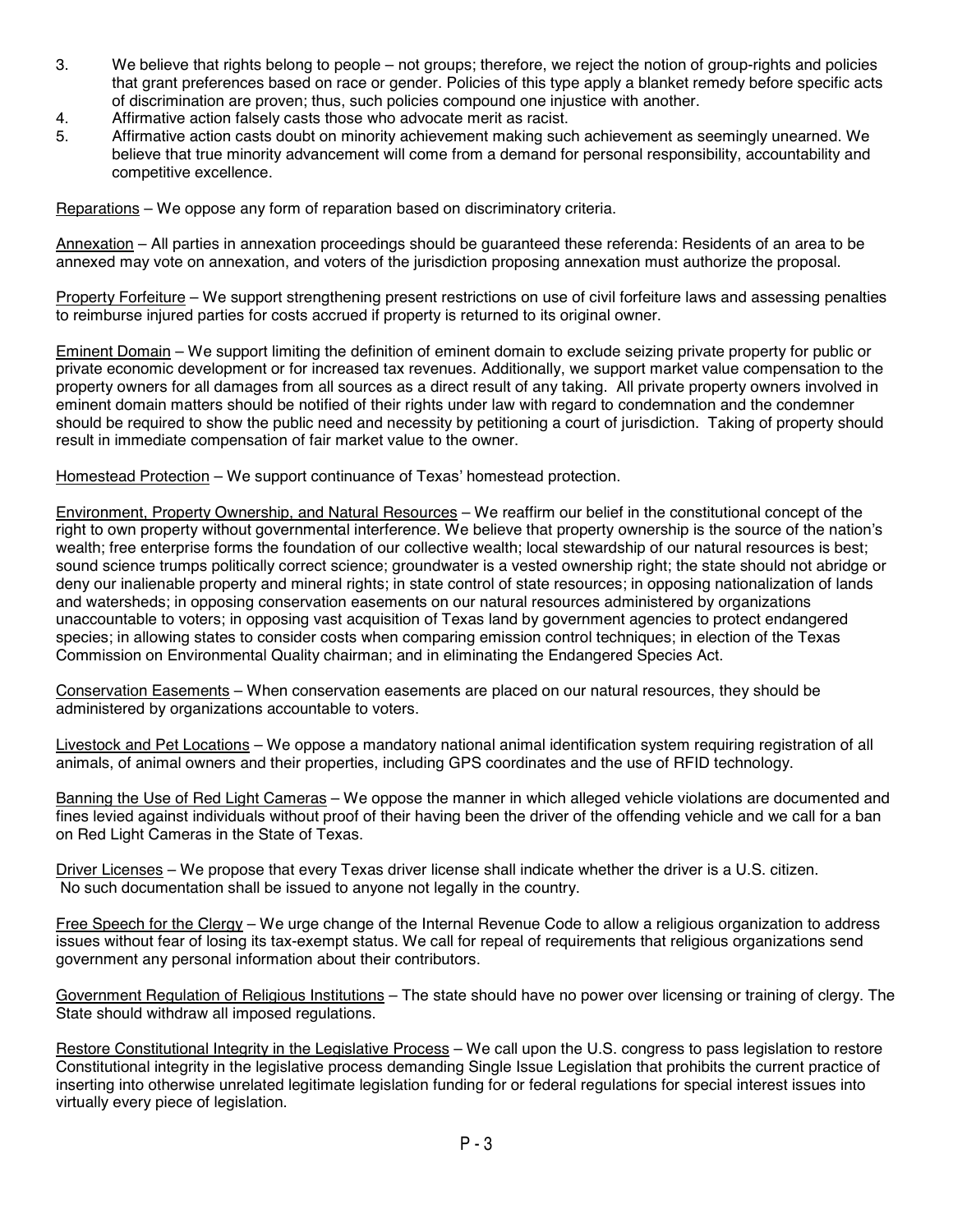3. We believe that rights belong to people – not groups; therefore, we reject the notion of group-rights and policies that grant preferences based on race or gender. Policies of this type apply a blanket remedy before specific acts of discrimination are proven; thus, such policies compound one injustice with another.
4. Affirmative action falsely casts those who advocate merit as racist.
5. Affirmative action casts doubt on minority achievement making such achievement as seemingly unearned. We believe that true minority advancement will come from a demand for personal responsibility, accountability and competitive excellence.

Reparations – We oppose any form of reparation based on discriminatory criteria.

Annexation – All parties in annexation proceedings should be guaranteed these referenda: Residents of an area to be annexed may vote on annexation, and voters of the jurisdiction proposing annexation must authorize the proposal.

Property Forfeiture – We support strengthening present restrictions on use of civil forfeiture laws and assessing penalties to reimburse injured parties for costs accrued if property is returned to its original owner.

Eminent Domain – We support limiting the definition of eminent domain to exclude seizing private property for public or private economic development or for increased tax revenues. Additionally, we support market value compensation to the property owners for all damages from all sources as a direct result of any taking. All private property owners involved in eminent domain matters should be notified of their rights under law with regard to condemnation and the condemner should be required to show the public need and necessity by petitioning a court of jurisdiction. Taking of property should result in immediate compensation of fair market value to the owner.

Homestead Protection – We support continuance of Texas' homestead protection.

Environment, Property Ownership, and Natural Resources – We reaffirm our belief in the constitutional concept of the right to own property without governmental interference. We believe that property ownership is the source of the nation's wealth; free enterprise forms the foundation of our collective wealth; local stewardship of our natural resources is best; sound science trumps politically correct science; groundwater is a vested ownership right; the state should not abridge or deny our inalienable property and mineral rights; in state control of state resources; in opposing nationalization of lands and watersheds; in opposing conservation easements on our natural resources administered by organizations unaccountable to voters; in opposing vast acquisition of Texas land by government agencies to protect endangered species; in allowing states to consider costs when comparing emission control techniques; in election of the Texas Commission on Environmental Quality chairman; and in eliminating the Endangered Species Act.

Conservation Easements – When conservation easements are placed on our natural resources, they should be administered by organizations accountable to voters.

Livestock and Pet Locations – We oppose a mandatory national animal identification system requiring registration of all animals, of animal owners and their properties, including GPS coordinates and the use of RFID technology.

Banning the Use of Red Light Cameras – We oppose the manner in which alleged vehicle violations are documented and fines levied against individuals without proof of their having been the driver of the offending vehicle and we call for a ban on Red Light Cameras in the State of Texas.

Driver Licenses – We propose that every Texas driver license shall indicate whether the driver is a U.S. citizen. No such documentation shall be issued to anyone not legally in the country.

Free Speech for the Clergy – We urge change of the Internal Revenue Code to allow a religious organization to address issues without fear of losing its tax-exempt status. We call for repeal of requirements that religious organizations send government any personal information about their contributors.

Government Regulation of Religious Institutions – The state should have no power over licensing or training of clergy. The State should withdraw all imposed regulations.

Restore Constitutional Integrity in the Legislative Process – We call upon the U.S. congress to pass legislation to restore Constitutional integrity in the legislative process demanding Single Issue Legislation that prohibits the current practice of inserting into otherwise unrelated legitimate legislation funding for or federal regulations for special interest issues into virtually every piece of legislation.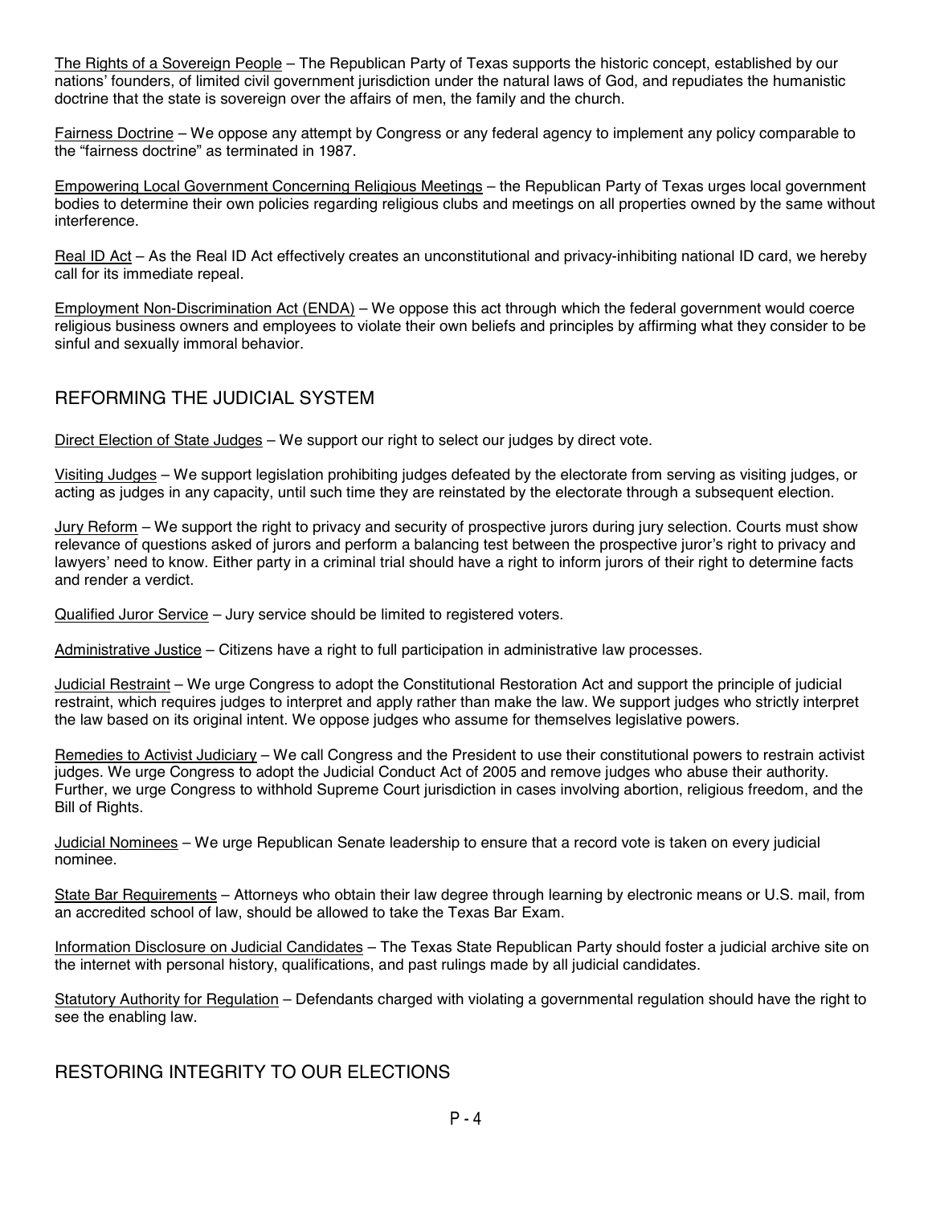The Rights of a Sovereign People – The Republican Party of Texas supports the historic concept, established by our nations' founders, of limited civil government jurisdiction under the natural laws of God, and repudiates the humanistic doctrine that the state is sovereign over the affairs of men, the family and the church.

Fairness Doctrine – We oppose any attempt by Congress or any federal agency to implement any policy comparable to the "fairness doctrine" as terminated in 1987.

Empowering Local Government Concerning Religious Meetings – the Republican Party of Texas urges local government bodies to determine their own policies regarding religious clubs and meetings on all properties owned by the same without interference.

Real ID Act – As the Real ID Act effectively creates an unconstitutional and privacy-inhibiting national ID card, we hereby call for its immediate repeal.

Employment Non-Discrimination Act (ENDA) – We oppose this act through which the federal government would coerce religious business owners and employees to violate their own beliefs and principles by affirming what they consider to be sinful and sexually immoral behavior.

## REFORMING THE JUDICIAL SYSTEM

Direct Election of State Judges – We support our right to select our judges by direct vote.

Visiting Judges – We support legislation prohibiting judges defeated by the electorate from serving as visiting judges, or acting as judges in any capacity, until such time they are reinstated by the electorate through a subsequent election.

Jury Reform – We support the right to privacy and security of prospective jurors during jury selection. Courts must show relevance of questions asked of jurors and perform a balancing test between the prospective juror's right to privacy and lawyers' need to know. Either party in a criminal trial should have a right to inform jurors of their right to determine facts and render a verdict.

Qualified Juror Service – Jury service should be limited to registered voters.

Administrative Justice – Citizens have a right to full participation in administrative law processes.

Judicial Restraint – We urge Congress to adopt the Constitutional Restoration Act and support the principle of judicial restraint, which requires judges to interpret and apply rather than make the law. We support judges who strictly interpret the law based on its original intent. We oppose judges who assume for themselves legislative powers.

Remedies to Activist Judiciary – We call Congress and the President to use their constitutional powers to restrain activist judges. We urge Congress to adopt the Judicial Conduct Act of 2005 and remove judges who abuse their authority. Further, we urge Congress to withhold Supreme Court jurisdiction in cases involving abortion, religious freedom, and the Bill of Rights.

Judicial Nominees – We urge Republican Senate leadership to ensure that a record vote is taken on every judicial nominee.

State Bar Requirements – Attorneys who obtain their law degree through learning by electronic means or U.S. mail, from an accredited school of law, should be allowed to take the Texas Bar Exam.

Information Disclosure on Judicial Candidates – The Texas State Republican Party should foster a judicial archive site on the internet with personal history, qualifications, and past rulings made by all judicial candidates.

Statutory Authority for Regulation – Defendants charged with violating a governmental regulation should have the right to see the enabling law.

## RESTORING INTEGRITY TO OUR ELECTIONS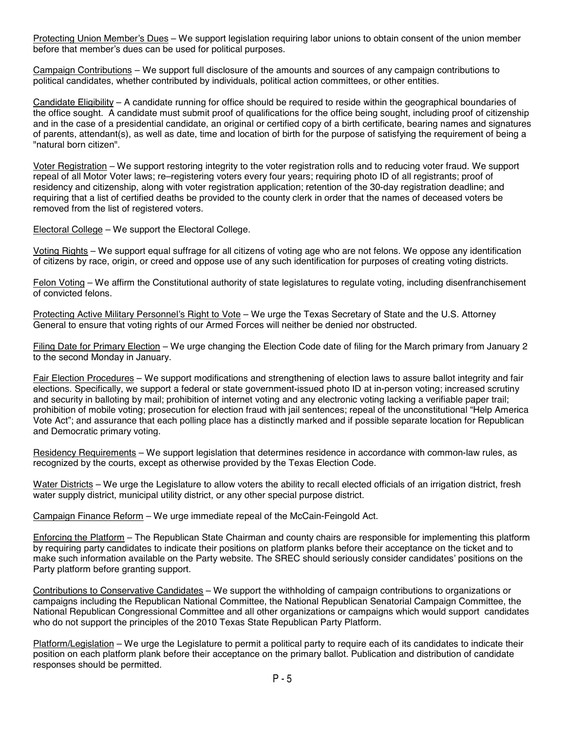<u>Protecting Union Member's Dues</u> – We support legislation requiring labor unions to obtain consent of the union member before that member's dues can be used for political purposes.

<u>Campaign Contributions</u> – We support full disclosure of the amounts and sources of any campaign contributions to political candidates, whether contributed by individuals, political action committees, or other entities.

<u>Candidate Eligibility</u> – A candidate running for office should be required to reside within the geographical boundaries of the office sought. A candidate must submit proof of qualifications for the office being sought, including proof of citizenship and in the case of a presidential candidate, an original or certified copy of a birth certificate, bearing names and signatures of parents, attendant(s), as well as date, time and location of birth for the purpose of satisfying the requirement of being a "natural born citizen".

<u>Voter Registration</u> – We support restoring integrity to the voter registration rolls and to reducing voter fraud. We support repeal of all Motor Voter laws; re–registering voters every four years; requiring photo ID of all registrants; proof of residency and citizenship, along with voter registration application; retention of the 30-day registration deadline; and requiring that a list of certified deaths be provided to the county clerk in order that the names of deceased voters be removed from the list of registered voters.

<u>Electoral College</u> – We support the Electoral College.

<u>Voting Rights</u> – We support equal suffrage for all citizens of voting age who are not felons. We oppose any identification of citizens by race, origin, or creed and oppose use of any such identification for purposes of creating voting districts.

<u>Felon Voting</u> – We affirm the Constitutional authority of state legislatures to regulate voting, including disenfranchisement of convicted felons.

<u>Protecting Active Military Personnel's Right to Vote</u> – We urge the Texas Secretary of State and the U.S. Attorney General to ensure that voting rights of our Armed Forces will neither be denied nor obstructed.

<u>Filing Date for Primary Election</u> – We urge changing the Election Code date of filing for the March primary from January 2 to the second Monday in January.

<u>Fair Election Procedures</u> – We support modifications and strengthening of election laws to assure ballot integrity and fair elections. Specifically, we support a federal or state government-issued photo ID at in-person voting; increased scrutiny and security in balloting by mail; prohibition of internet voting and any electronic voting lacking a verifiable paper trail; prohibition of mobile voting; prosecution for election fraud with jail sentences; repeal of the unconstitutional "Help America Vote Act"; and assurance that each polling place has a distinctly marked and if possible separate location for Republican and Democratic primary voting.

<u>Residency Requirements</u> – We support legislation that determines residence in accordance with common-law rules, as recognized by the courts, except as otherwise provided by the Texas Election Code.

<u>Water Districts</u> – We urge the Legislature to allow voters the ability to recall elected officials of an irrigation district, fresh water supply district, municipal utility district, or any other special purpose district.

<u>Campaign Finance Reform</u> – We urge immediate repeal of the McCain-Feingold Act.

<u>Enforcing the Platform</u> – The Republican State Chairman and county chairs are responsible for implementing this platform by requiring party candidates to indicate their positions on platform planks before their acceptance on the ticket and to make such information available on the Party website. The SREC should seriously consider candidates' positions on the Party platform before granting support.

<u>Contributions to Conservative Candidates</u> – We support the withholding of campaign contributions to organizations or campaigns including the Republican National Committee, the National Republican Senatorial Campaign Committee, the National Republican Congressional Committee and all other organizations or campaigns which would support candidates who do not support the principles of the 2010 Texas State Republican Party Platform.

<u>Platform/Legislation</u> – We urge the Legislature to permit a political party to require each of its candidates to indicate their position on each platform plank before their acceptance on the primary ballot. Publication and distribution of candidate responses should be permitted.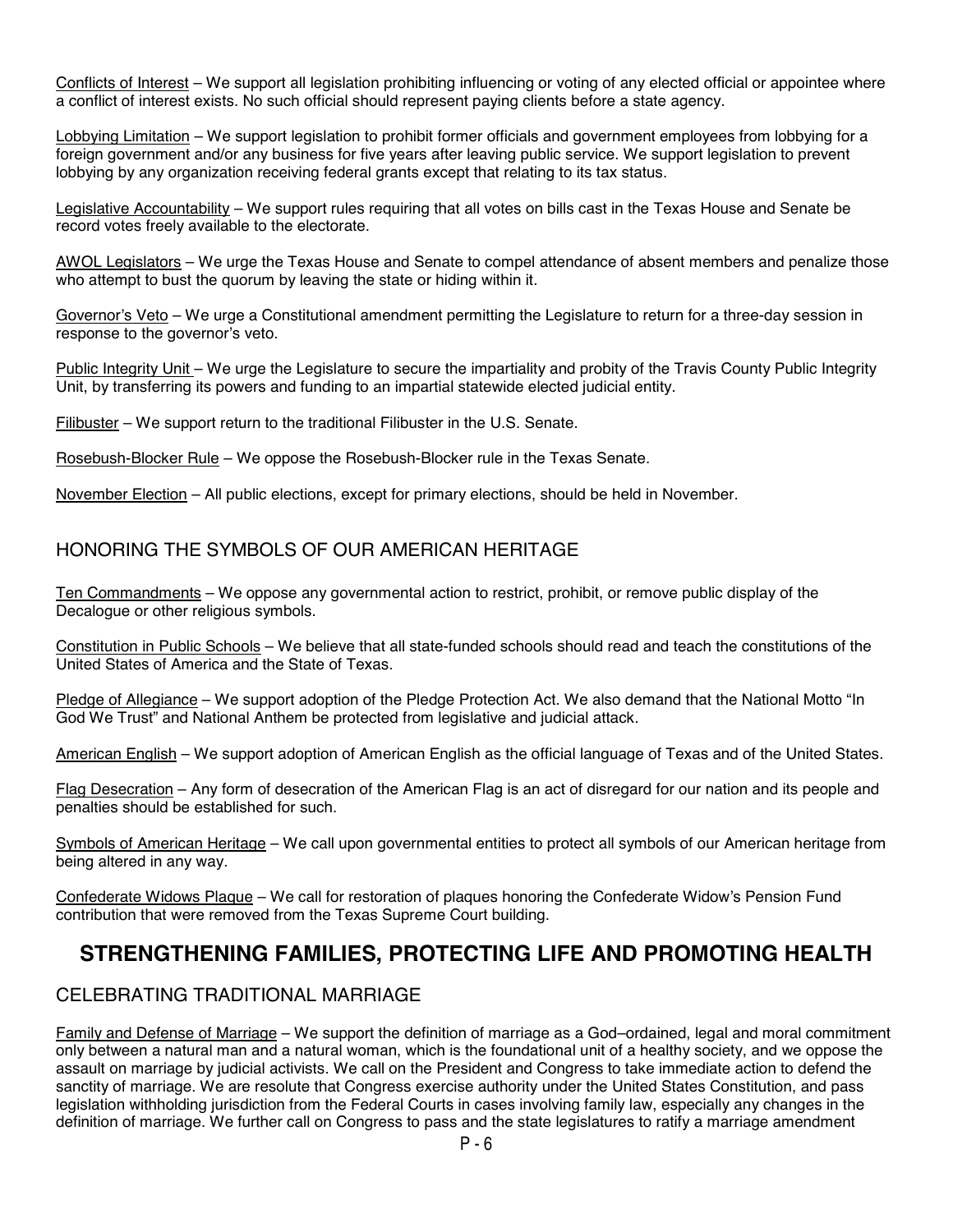Conflicts of Interest – We support all legislation prohibiting influencing or voting of any elected official or appointee where a conflict of interest exists. No such official should represent paying clients before a state agency.

Lobbying Limitation – We support legislation to prohibit former officials and government employees from lobbying for a foreign government and/or any business for five years after leaving public service. We support legislation to prevent lobbying by any organization receiving federal grants except that relating to its tax status.

Legislative Accountability – We support rules requiring that all votes on bills cast in the Texas House and Senate be record votes freely available to the electorate.

AWOL Legislators – We urge the Texas House and Senate to compel attendance of absent members and penalize those who attempt to bust the quorum by leaving the state or hiding within it.

Governor's Veto – We urge a Constitutional amendment permitting the Legislature to return for a three-day session in response to the governor's veto.

Public Integrity Unit – We urge the Legislature to secure the impartiality and probity of the Travis County Public Integrity Unit, by transferring its powers and funding to an impartial statewide elected judicial entity.

Filibuster – We support return to the traditional Filibuster in the U.S. Senate.

Rosebush-Blocker Rule – We oppose the Rosebush-Blocker rule in the Texas Senate.

November Election – All public elections, except for primary elections, should be held in November.

## HONORING THE SYMBOLS OF OUR AMERICAN HERITAGE

Ten Commandments – We oppose any governmental action to restrict, prohibit, or remove public display of the Decalogue or other religious symbols.

Constitution in Public Schools – We believe that all state-funded schools should read and teach the constitutions of the United States of America and the State of Texas.

Pledge of Allegiance – We support adoption of the Pledge Protection Act. We also demand that the National Motto "In God We Trust" and National Anthem be protected from legislative and judicial attack.

American English – We support adoption of American English as the official language of Texas and of the United States.

Flag Desecration – Any form of desecration of the American Flag is an act of disregard for our nation and its people and penalties should be established for such.

Symbols of American Heritage – We call upon governmental entities to protect all symbols of our American heritage from being altered in any way.

Confederate Widows Plaque – We call for restoration of plaques honoring the Confederate Widow's Pension Fund contribution that were removed from the Texas Supreme Court building.

# STRENGTHENING FAMILIES, PROTECTING LIFE AND PROMOTING HEALTH

## CELEBRATING TRADITIONAL MARRIAGE

Family and Defense of Marriage – We support the definition of marriage as a God–ordained, legal and moral commitment only between a natural man and a natural woman, which is the foundational unit of a healthy society, and we oppose the assault on marriage by judicial activists. We call on the President and Congress to take immediate action to defend the sanctity of marriage. We are resolute that Congress exercise authority under the United States Constitution, and pass legislation withholding jurisdiction from the Federal Courts in cases involving family law, especially any changes in the definition of marriage. We further call on Congress to pass and the state legislatures to ratify a marriage amendment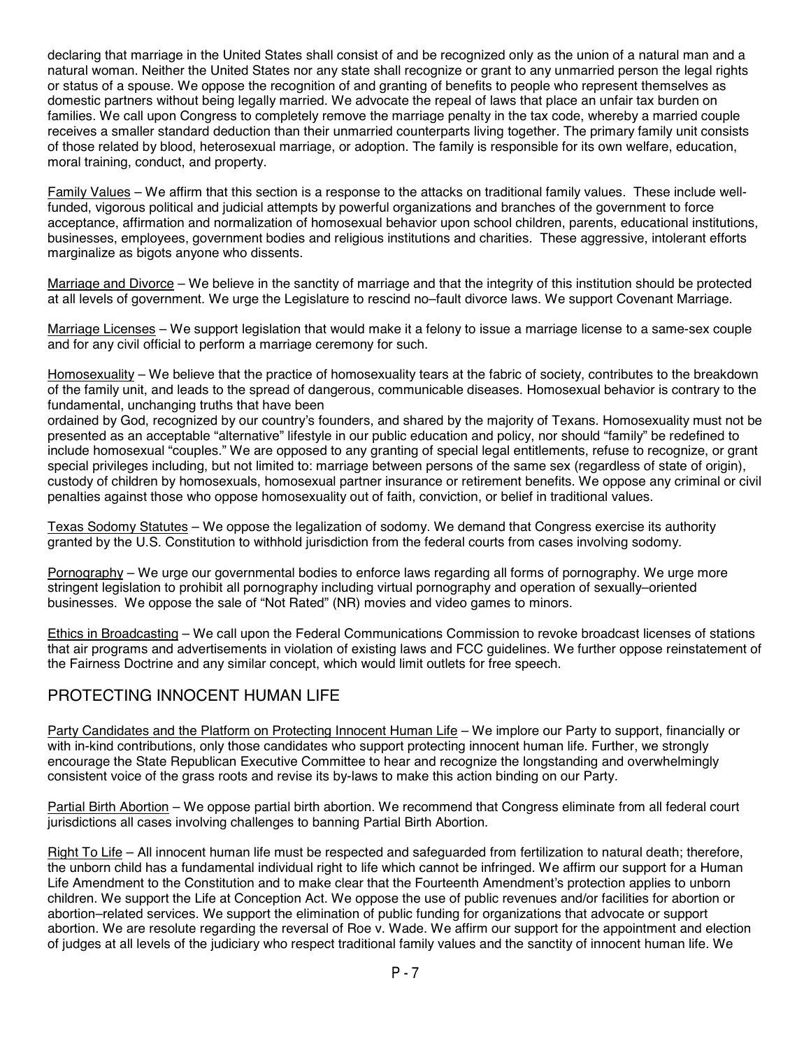declaring that marriage in the United States shall consist of and be recognized only as the union of a natural man and a natural woman. Neither the United States nor any state shall recognize or grant to any unmarried person the legal rights or status of a spouse. We oppose the recognition of and granting of benefits to people who represent themselves as domestic partners without being legally married. We advocate the repeal of laws that place an unfair tax burden on families. We call upon Congress to completely remove the marriage penalty in the tax code, whereby a married couple receives a smaller standard deduction than their unmarried counterparts living together. The primary family unit consists of those related by blood, heterosexual marriage, or adoption. The family is responsible for its own welfare, education, moral training, conduct, and property.

<u>Family Values</u> – We affirm that this section is a response to the attacks on traditional family values. These include well-funded, vigorous political and judicial attempts by powerful organizations and branches of the government to force acceptance, affirmation and normalization of homosexual behavior upon school children, parents, educational institutions, businesses, employees, government bodies and religious institutions and charities. These aggressive, intolerant efforts marginalize as bigots anyone who dissents.

<u>Marriage and Divorce</u> – We believe in the sanctity of marriage and that the integrity of this institution should be protected at all levels of government. We urge the Legislature to rescind no–fault divorce laws. We support Covenant Marriage.

<u>Marriage Licenses</u> – We support legislation that would make it a felony to issue a marriage license to a same-sex couple and for any civil official to perform a marriage ceremony for such.

<u>Homosexuality</u> – We believe that the practice of homosexuality tears at the fabric of society, contributes to the breakdown of the family unit, and leads to the spread of dangerous, communicable diseases. Homosexual behavior is contrary to the fundamental, unchanging truths that have been ordained by God, recognized by our country's founders, and shared by the majority of Texans. Homosexuality must not be presented as an acceptable "alternative" lifestyle in our public education and policy, nor should "family" be redefined to include homosexual "couples." We are opposed to any granting of special legal entitlements, refuse to recognize, or grant special privileges including, but not limited to: marriage between persons of the same sex (regardless of state of origin), custody of children by homosexuals, homosexual partner insurance or retirement benefits. We oppose any criminal or civil penalties against those who oppose homosexuality out of faith, conviction, or belief in traditional values.

<u>Texas Sodomy Statutes</u> – We oppose the legalization of sodomy. We demand that Congress exercise its authority granted by the U.S. Constitution to withhold jurisdiction from the federal courts from cases involving sodomy.

<u>Pornography</u> – We urge our governmental bodies to enforce laws regarding all forms of pornography. We urge more stringent legislation to prohibit all pornography including virtual pornography and operation of sexually–oriented businesses. We oppose the sale of "Not Rated" (NR) movies and video games to minors.

<u>Ethics in Broadcasting</u> – We call upon the Federal Communications Commission to revoke broadcast licenses of stations that air programs and advertisements in violation of existing laws and FCC guidelines. We further oppose reinstatement of the Fairness Doctrine and any similar concept, which would limit outlets for free speech.

## PROTECTING INNOCENT HUMAN LIFE

<u>Party Candidates and the Platform on Protecting Innocent Human Life</u> – We implore our Party to support, financially or with in-kind contributions, only those candidates who support protecting innocent human life. Further, we strongly encourage the State Republican Executive Committee to hear and recognize the longstanding and overwhelmingly consistent voice of the grass roots and revise its by-laws to make this action binding on our Party.

<u>Partial Birth Abortion</u> – We oppose partial birth abortion. We recommend that Congress eliminate from all federal court jurisdictions all cases involving challenges to banning Partial Birth Abortion.

<u>Right To Life</u> – All innocent human life must be respected and safeguarded from fertilization to natural death; therefore, the unborn child has a fundamental individual right to life which cannot be infringed. We affirm our support for a Human Life Amendment to the Constitution and to make clear that the Fourteenth Amendment's protection applies to unborn children. We support the Life at Conception Act. We oppose the use of public revenues and/or facilities for abortion or abortion–related services. We support the elimination of public funding for organizations that advocate or support abortion. We are resolute regarding the reversal of Roe v. Wade. We affirm our support for the appointment and election of judges at all levels of the judiciary who respect traditional family values and the sanctity of innocent human life. We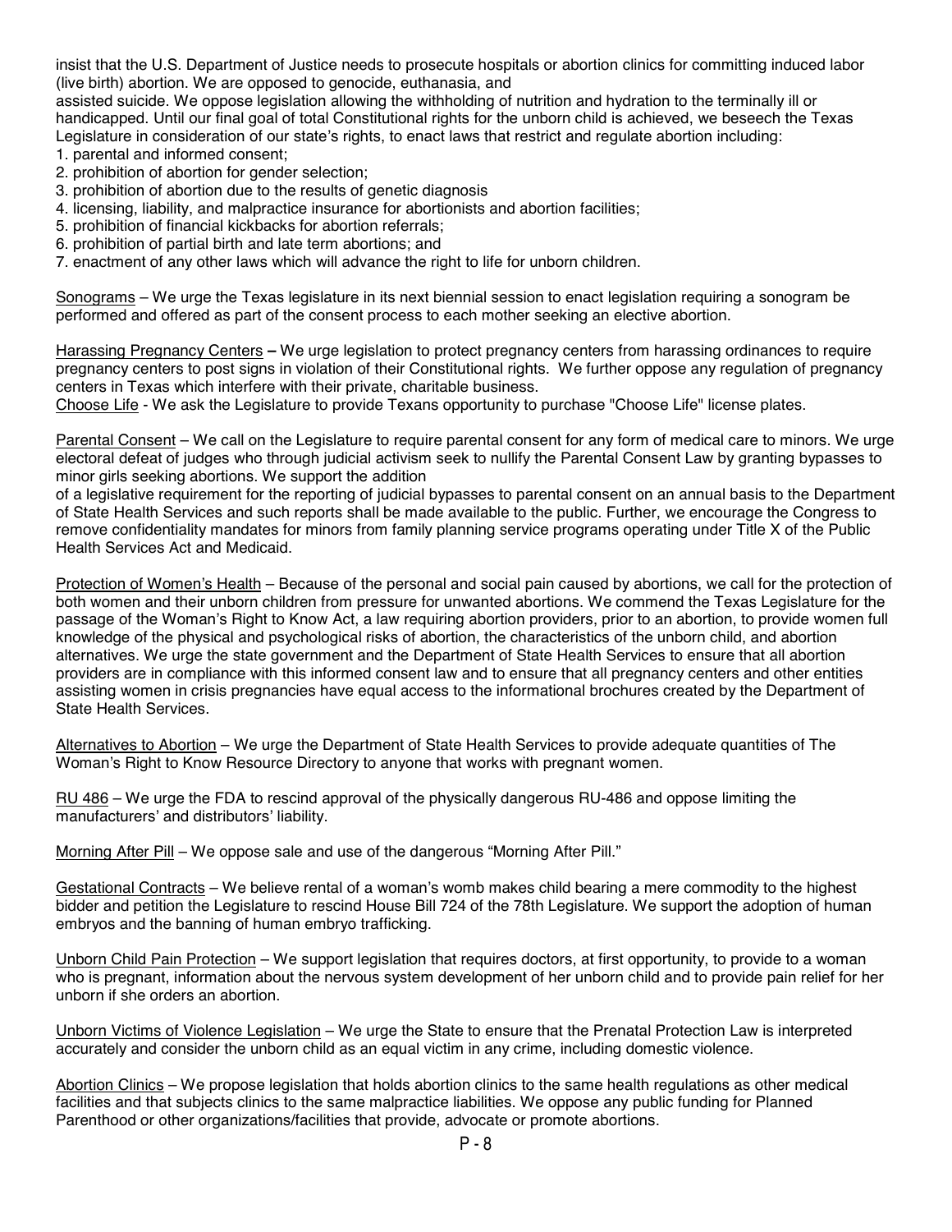insist that the U.S. Department of Justice needs to prosecute hospitals or abortion clinics for committing induced labor (live birth) abortion. We are opposed to genocide, euthanasia, and assisted suicide. We oppose legislation allowing the withholding of nutrition and hydration to the terminally ill or handicapped. Until our final goal of total Constitutional rights for the unborn child is achieved, we beseech the Texas Legislature in consideration of our state's rights, to enact laws that restrict and regulate abortion including:

1. parental and informed consent;
2. prohibition of abortion for gender selection;
3. prohibition of abortion due to the results of genetic diagnosis
4. licensing, liability, and malpractice insurance for abortionists and abortion facilities;
5. prohibition of financial kickbacks for abortion referrals;
6. prohibition of partial birth and late term abortions; and
7. enactment of any other laws which will advance the right to life for unborn children.

Sonograms – We urge the Texas legislature in its next biennial session to enact legislation requiring a sonogram be performed and offered as part of the consent process to each mother seeking an elective abortion.

Harassing Pregnancy Centers – We urge legislation to protect pregnancy centers from harassing ordinances to require pregnancy centers to post signs in violation of their Constitutional rights. We further oppose any regulation of pregnancy centers in Texas which interfere with their private, charitable business.

Choose Life - We ask the Legislature to provide Texans opportunity to purchase "Choose Life" license plates.

Parental Consent – We call on the Legislature to require parental consent for any form of medical care to minors. We urge electoral defeat of judges who through judicial activism seek to nullify the Parental Consent Law by granting bypasses to minor girls seeking abortions. We support the addition of a legislative requirement for the reporting of judicial bypasses to parental consent on an annual basis to the Department of State Health Services and such reports shall be made available to the public. Further, we encourage the Congress to remove confidentiality mandates for minors from family planning service programs operating under Title X of the Public Health Services Act and Medicaid.

Protection of Women's Health – Because of the personal and social pain caused by abortions, we call for the protection of both women and their unborn children from pressure for unwanted abortions. We commend the Texas Legislature for the passage of the Woman's Right to Know Act, a law requiring abortion providers, prior to an abortion, to provide women full knowledge of the physical and psychological risks of abortion, the characteristics of the unborn child, and abortion alternatives. We urge the state government and the Department of State Health Services to ensure that all abortion providers are in compliance with this informed consent law and to ensure that all pregnancy centers and other entities assisting women in crisis pregnancies have equal access to the informational brochures created by the Department of State Health Services.

Alternatives to Abortion – We urge the Department of State Health Services to provide adequate quantities of The Woman's Right to Know Resource Directory to anyone that works with pregnant women.

RU 486 – We urge the FDA to rescind approval of the physically dangerous RU-486 and oppose limiting the manufacturers' and distributors' liability.

Morning After Pill – We oppose sale and use of the dangerous "Morning After Pill."

Gestational Contracts – We believe rental of a woman's womb makes child bearing a mere commodity to the highest bidder and petition the Legislature to rescind House Bill 724 of the 78th Legislature. We support the adoption of human embryos and the banning of human embryo trafficking.

Unborn Child Pain Protection – We support legislation that requires doctors, at first opportunity, to provide to a woman who is pregnant, information about the nervous system development of her unborn child and to provide pain relief for her unborn if she orders an abortion.

Unborn Victims of Violence Legislation – We urge the State to ensure that the Prenatal Protection Law is interpreted accurately and consider the unborn child as an equal victim in any crime, including domestic violence.

Abortion Clinics – We propose legislation that holds abortion clinics to the same health regulations as other medical facilities and that subjects clinics to the same malpractice liabilities. We oppose any public funding for Planned Parenthood or other organizations/facilities that provide, advocate or promote abortions.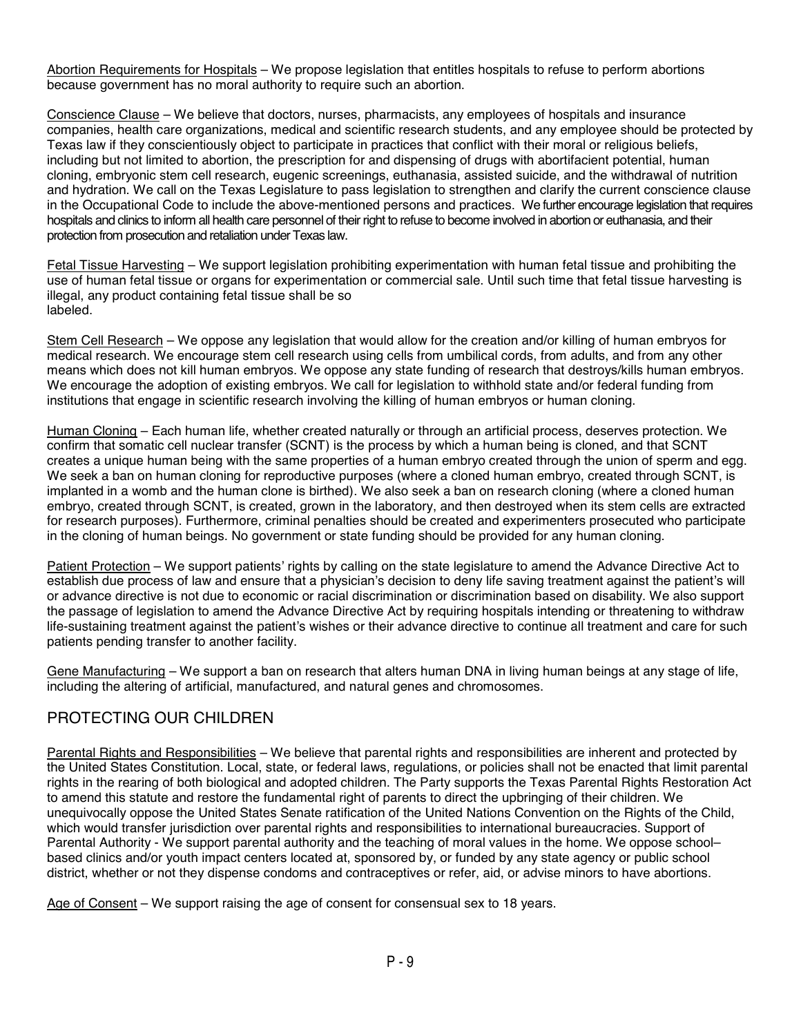Abortion Requirements for Hospitals – We propose legislation that entitles hospitals to refuse to perform abortions because government has no moral authority to require such an abortion.

Conscience Clause – We believe that doctors, nurses, pharmacists, any employees of hospitals and insurance companies, health care organizations, medical and scientific research students, and any employee should be protected by Texas law if they conscientiously object to participate in practices that conflict with their moral or religious beliefs, including but not limited to abortion, the prescription for and dispensing of drugs with abortifacient potential, human cloning, embryonic stem cell research, eugenic screenings, euthanasia, assisted suicide, and the withdrawal of nutrition and hydration. We call on the Texas Legislature to pass legislation to strengthen and clarify the current conscience clause in the Occupational Code to include the above-mentioned persons and practices. We further encourage legislation that requires hospitals and clinics to inform all health care personnel of their right to refuse to become involved in abortion or euthanasia, and their protection from prosecution and retaliation under Texas law.

Fetal Tissue Harvesting – We support legislation prohibiting experimentation with human fetal tissue and prohibiting the use of human fetal tissue or organs for experimentation or commercial sale. Until such time that fetal tissue harvesting is illegal, any product containing fetal tissue shall be so labeled.

Stem Cell Research – We oppose any legislation that would allow for the creation and/or killing of human embryos for medical research. We encourage stem cell research using cells from umbilical cords, from adults, and from any other means which does not kill human embryos. We oppose any state funding of research that destroys/kills human embryos. We encourage the adoption of existing embryos. We call for legislation to withhold state and/or federal funding from institutions that engage in scientific research involving the killing of human embryos or human cloning.

Human Cloning – Each human life, whether created naturally or through an artificial process, deserves protection. We confirm that somatic cell nuclear transfer (SCNT) is the process by which a human being is cloned, and that SCNT creates a unique human being with the same properties of a human embryo created through the union of sperm and egg. We seek a ban on human cloning for reproductive purposes (where a cloned human embryo, created through SCNT, is implanted in a womb and the human clone is birthed). We also seek a ban on research cloning (where a cloned human embryo, created through SCNT, is created, grown in the laboratory, and then destroyed when its stem cells are extracted for research purposes). Furthermore, criminal penalties should be created and experimenters prosecuted who participate in the cloning of human beings. No government or state funding should be provided for any human cloning.

Patient Protection – We support patients' rights by calling on the state legislature to amend the Advance Directive Act to establish due process of law and ensure that a physician's decision to deny life saving treatment against the patient's will or advance directive is not due to economic or racial discrimination or discrimination based on disability. We also support the passage of legislation to amend the Advance Directive Act by requiring hospitals intending or threatening to withdraw life-sustaining treatment against the patient's wishes or their advance directive to continue all treatment and care for such patients pending transfer to another facility.

Gene Manufacturing – We support a ban on research that alters human DNA in living human beings at any stage of life, including the altering of artificial, manufactured, and natural genes and chromosomes.

## PROTECTING OUR CHILDREN

Parental Rights and Responsibilities – We believe that parental rights and responsibilities are inherent and protected by the United States Constitution. Local, state, or federal laws, regulations, or policies shall not be enacted that limit parental rights in the rearing of both biological and adopted children. The Party supports the Texas Parental Rights Restoration Act to amend this statute and restore the fundamental right of parents to direct the upbringing of their children. We unequivocally oppose the United States Senate ratification of the United Nations Convention on the Rights of the Child, which would transfer jurisdiction over parental rights and responsibilities to international bureaucracies. Support of Parental Authority - We support parental authority and the teaching of moral values in the home. We oppose school–based clinics and/or youth impact centers located at, sponsored by, or funded by any state agency or public school district, whether or not they dispense condoms and contraceptives or refer, aid, or advise minors to have abortions.

Age of Consent – We support raising the age of consent for consensual sex to 18 years.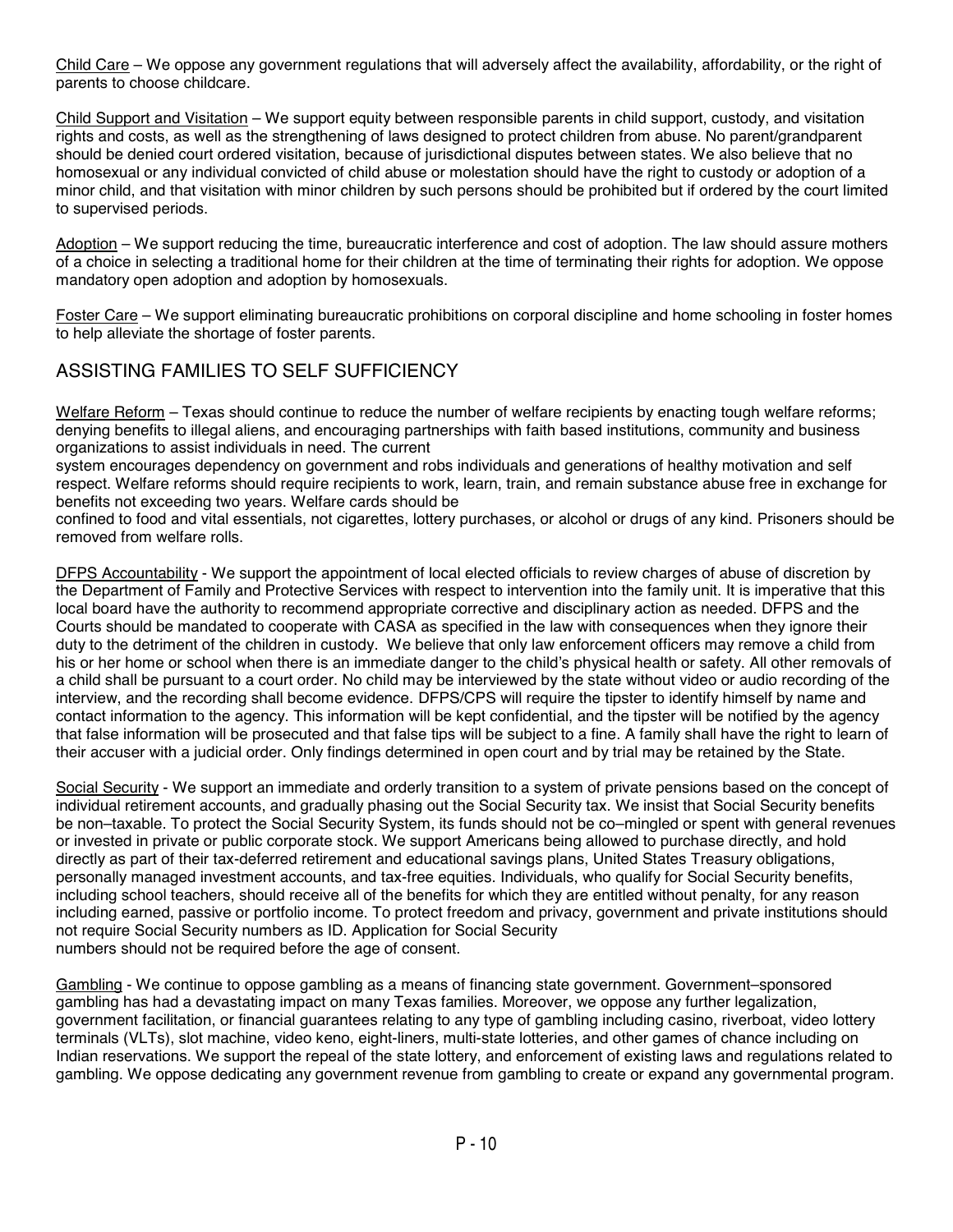Child Care – We oppose any government regulations that will adversely affect the availability, affordability, or the right of parents to choose childcare.

Child Support and Visitation – We support equity between responsible parents in child support, custody, and visitation rights and costs, as well as the strengthening of laws designed to protect children from abuse. No parent/grandparent should be denied court ordered visitation, because of jurisdictional disputes between states. We also believe that no homosexual or any individual convicted of child abuse or molestation should have the right to custody or adoption of a minor child, and that visitation with minor children by such persons should be prohibited but if ordered by the court limited to supervised periods.

Adoption – We support reducing the time, bureaucratic interference and cost of adoption. The law should assure mothers of a choice in selecting a traditional home for their children at the time of terminating their rights for adoption. We oppose mandatory open adoption and adoption by homosexuals.

Foster Care – We support eliminating bureaucratic prohibitions on corporal discipline and home schooling in foster homes to help alleviate the shortage of foster parents.

## ASSISTING FAMILIES TO SELF SUFFICIENCY

Welfare Reform – Texas should continue to reduce the number of welfare recipients by enacting tough welfare reforms; denying benefits to illegal aliens, and encouraging partnerships with faith based institutions, community and business organizations to assist individuals in need. The current system encourages dependency on government and robs individuals and generations of healthy motivation and self respect. Welfare reforms should require recipients to work, learn, train, and remain substance abuse free in exchange for benefits not exceeding two years. Welfare cards should be confined to food and vital essentials, not cigarettes, lottery purchases, or alcohol or drugs of any kind. Prisoners should be removed from welfare rolls.

DFPS Accountability - We support the appointment of local elected officials to review charges of abuse of discretion by the Department of Family and Protective Services with respect to intervention into the family unit. It is imperative that this local board have the authority to recommend appropriate corrective and disciplinary action as needed. DFPS and the Courts should be mandated to cooperate with CASA as specified in the law with consequences when they ignore their duty to the detriment of the children in custody. We believe that only law enforcement officers may remove a child from his or her home or school when there is an immediate danger to the child's physical health or safety. All other removals of a child shall be pursuant to a court order. No child may be interviewed by the state without video or audio recording of the interview, and the recording shall become evidence. DFPS/CPS will require the tipster to identify himself by name and contact information to the agency. This information will be kept confidential, and the tipster will be notified by the agency that false information will be prosecuted and that false tips will be subject to a fine. A family shall have the right to learn of their accuser with a judicial order. Only findings determined in open court and by trial may be retained by the State.

Social Security - We support an immediate and orderly transition to a system of private pensions based on the concept of individual retirement accounts, and gradually phasing out the Social Security tax. We insist that Social Security benefits be non–taxable. To protect the Social Security System, its funds should not be co–mingled or spent with general revenues or invested in private or public corporate stock. We support Americans being allowed to purchase directly, and hold directly as part of their tax-deferred retirement and educational savings plans, United States Treasury obligations, personally managed investment accounts, and tax-free equities. Individuals, who qualify for Social Security benefits, including school teachers, should receive all of the benefits for which they are entitled without penalty, for any reason including earned, passive or portfolio income. To protect freedom and privacy, government and private institutions should not require Social Security numbers as ID. Application for Social Security numbers should not be required before the age of consent.

Gambling - We continue to oppose gambling as a means of financing state government. Government–sponsored gambling has had a devastating impact on many Texas families. Moreover, we oppose any further legalization, government facilitation, or financial guarantees relating to any type of gambling including casino, riverboat, video lottery terminals (VLTs), slot machine, video keno, eight-liners, multi-state lotteries, and other games of chance including on Indian reservations. We support the repeal of the state lottery, and enforcement of existing laws and regulations related to gambling. We oppose dedicating any government revenue from gambling to create or expand any governmental program.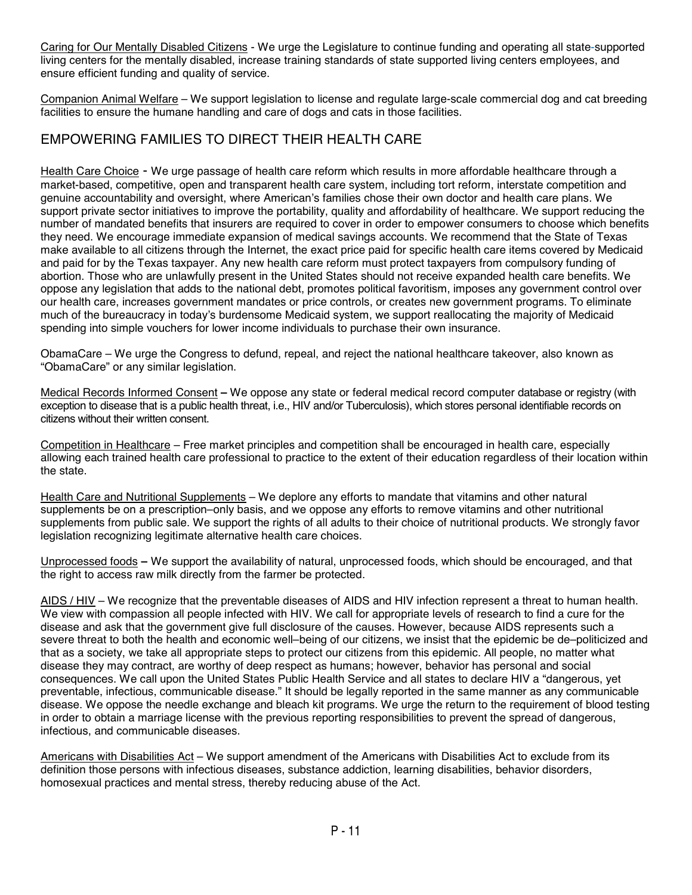Caring for Our Mentally Disabled Citizens - We urge the Legislature to continue funding and operating all state-supported living centers for the mentally disabled, increase training standards of state supported living centers employees, and ensure efficient funding and quality of service.

Companion Animal Welfare – We support legislation to license and regulate large-scale commercial dog and cat breeding facilities to ensure the humane handling and care of dogs and cats in those facilities.

## EMPOWERING FAMILIES TO DIRECT THEIR HEALTH CARE

Health Care Choice - We urge passage of health care reform which results in more affordable healthcare through a market-based, competitive, open and transparent health care system, including tort reform, interstate competition and genuine accountability and oversight, where American's families chose their own doctor and health care plans. We support private sector initiatives to improve the portability, quality and affordability of healthcare. We support reducing the number of mandated benefits that insurers are required to cover in order to empower consumers to choose which benefits they need. We encourage immediate expansion of medical savings accounts. We recommend that the State of Texas make available to all citizens through the Internet, the exact price paid for specific health care items covered by Medicaid and paid for by the Texas taxpayer. Any new health care reform must protect taxpayers from compulsory funding of abortion. Those who are unlawfully present in the United States should not receive expanded health care benefits. We oppose any legislation that adds to the national debt, promotes political favoritism, imposes any government control over our health care, increases government mandates or price controls, or creates new government programs. To eliminate much of the bureaucracy in today's burdensome Medicaid system, we support reallocating the majority of Medicaid spending into simple vouchers for lower income individuals to purchase their own insurance.

ObamaCare – We urge the Congress to defund, repeal, and reject the national healthcare takeover, also known as "ObamaCare" or any similar legislation.

Medical Records Informed Consent – We oppose any state or federal medical record computer database or registry (with exception to disease that is a public health threat, i.e., HIV and/or Tuberculosis), which stores personal identifiable records on citizens without their written consent.

Competition in Healthcare – Free market principles and competition shall be encouraged in health care, especially allowing each trained health care professional to practice to the extent of their education regardless of their location within the state.

Health Care and Nutritional Supplements – We deplore any efforts to mandate that vitamins and other natural supplements be on a prescription–only basis, and we oppose any efforts to remove vitamins and other nutritional supplements from public sale. We support the rights of all adults to their choice of nutritional products. We strongly favor legislation recognizing legitimate alternative health care choices.

Unprocessed foods – We support the availability of natural, unprocessed foods, which should be encouraged, and that the right to access raw milk directly from the farmer be protected.

AIDS / HIV – We recognize that the preventable diseases of AIDS and HIV infection represent a threat to human health. We view with compassion all people infected with HIV. We call for appropriate levels of research to find a cure for the disease and ask that the government give full disclosure of the causes. However, because AIDS represents such a severe threat to both the health and economic well–being of our citizens, we insist that the epidemic be de–politicized and that as a society, we take all appropriate steps to protect our citizens from this epidemic. All people, no matter what disease they may contract, are worthy of deep respect as humans; however, behavior has personal and social consequences. We call upon the United States Public Health Service and all states to declare HIV a "dangerous, yet preventable, infectious, communicable disease." It should be legally reported in the same manner as any communicable disease. We oppose the needle exchange and bleach kit programs. We urge the return to the requirement of blood testing in order to obtain a marriage license with the previous reporting responsibilities to prevent the spread of dangerous, infectious, and communicable diseases.

Americans with Disabilities Act – We support amendment of the Americans with Disabilities Act to exclude from its definition those persons with infectious diseases, substance addiction, learning disabilities, behavior disorders, homosexual practices and mental stress, thereby reducing abuse of the Act.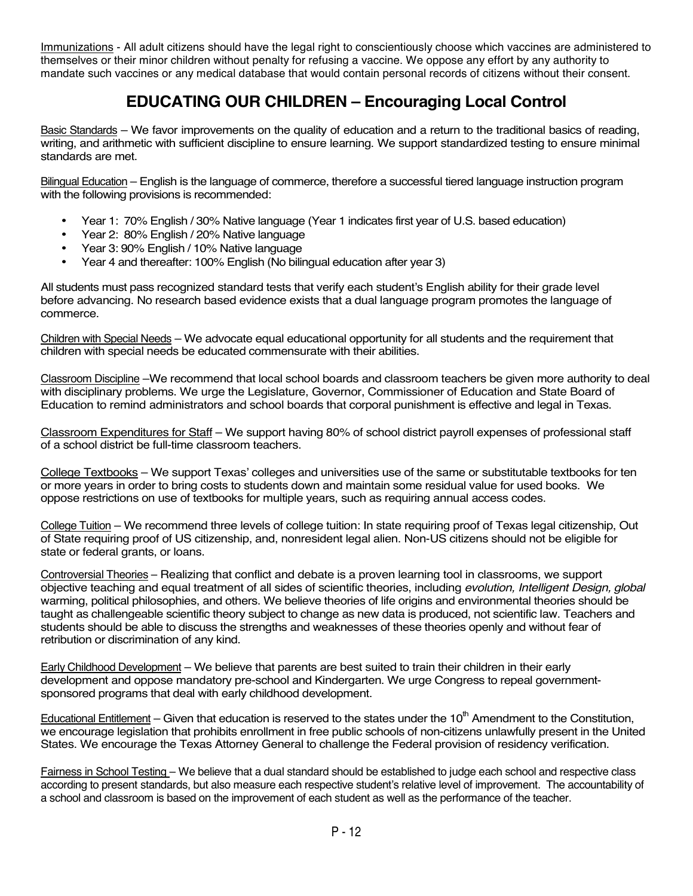Immunizations - All adult citizens should have the legal right to conscientiously choose which vaccines are administered to themselves or their minor children without penalty for refusing a vaccine. We oppose any effort by any authority to mandate such vaccines or any medical database that would contain personal records of citizens without their consent.

## EDUCATING OUR CHILDREN – Encouraging Local Control

Basic Standards – We favor improvements on the quality of education and a return to the traditional basics of reading, writing, and arithmetic with sufficient discipline to ensure learning. We support standardized testing to ensure minimal standards are met.

Bilingual Education – English is the language of commerce, therefore a successful tiered language instruction program with the following provisions is recommended:

- Year 1: 70% English / 30% Native language (Year 1 indicates first year of U.S. based education)
- Year 2: 80% English / 20% Native language
- Year 3: 90% English / 10% Native language
- Year 4 and thereafter: 100% English (No bilingual education after year 3)

All students must pass recognized standard tests that verify each student's English ability for their grade level before advancing. No research based evidence exists that a dual language program promotes the language of commerce.

Children with Special Needs – We advocate equal educational opportunity for all students and the requirement that children with special needs be educated commensurate with their abilities.

Classroom Discipline –We recommend that local school boards and classroom teachers be given more authority to deal with disciplinary problems. We urge the Legislature, Governor, Commissioner of Education and State Board of Education to remind administrators and school boards that corporal punishment is effective and legal in Texas.

Classroom Expenditures for Staff – We support having 80% of school district payroll expenses of professional staff of a school district be full-time classroom teachers.

College Textbooks – We support Texas' colleges and universities use of the same or substitutable textbooks for ten or more years in order to bring costs to students down and maintain some residual value for used books. We oppose restrictions on use of textbooks for multiple years, such as requiring annual access codes.

College Tuition – We recommend three levels of college tuition: In state requiring proof of Texas legal citizenship, Out of State requiring proof of US citizenship, and, nonresident legal alien. Non-US citizens should not be eligible for state or federal grants, or loans.

Controversial Theories – Realizing that conflict and debate is a proven learning tool in classrooms, we support objective teaching and equal treatment of all sides of scientific theories, including *evolution, Intelligent Design, global* warming, political philosophies, and others. We believe theories of life origins and environmental theories should be taught as challengeable scientific theory subject to change as new data is produced, not scientific law. Teachers and students should be able to discuss the strengths and weaknesses of these theories openly and without fear of retribution or discrimination of any kind.

Early Childhood Development – We believe that parents are best suited to train their children in their early development and oppose mandatory pre-school and Kindergarten. We urge Congress to repeal government-sponsored programs that deal with early childhood development.

Educational Entitlement – Given that education is reserved to the states under the 10th Amendment to the Constitution, we encourage legislation that prohibits enrollment in free public schools of non-citizens unlawfully present in the United States. We encourage the Texas Attorney General to challenge the Federal provision of residency verification.

Fairness in School Testing – We believe that a dual standard should be established to judge each school and respective class according to present standards, but also measure each respective student's relative level of improvement. The accountability of a school and classroom is based on the improvement of each student as well as the performance of the teacher.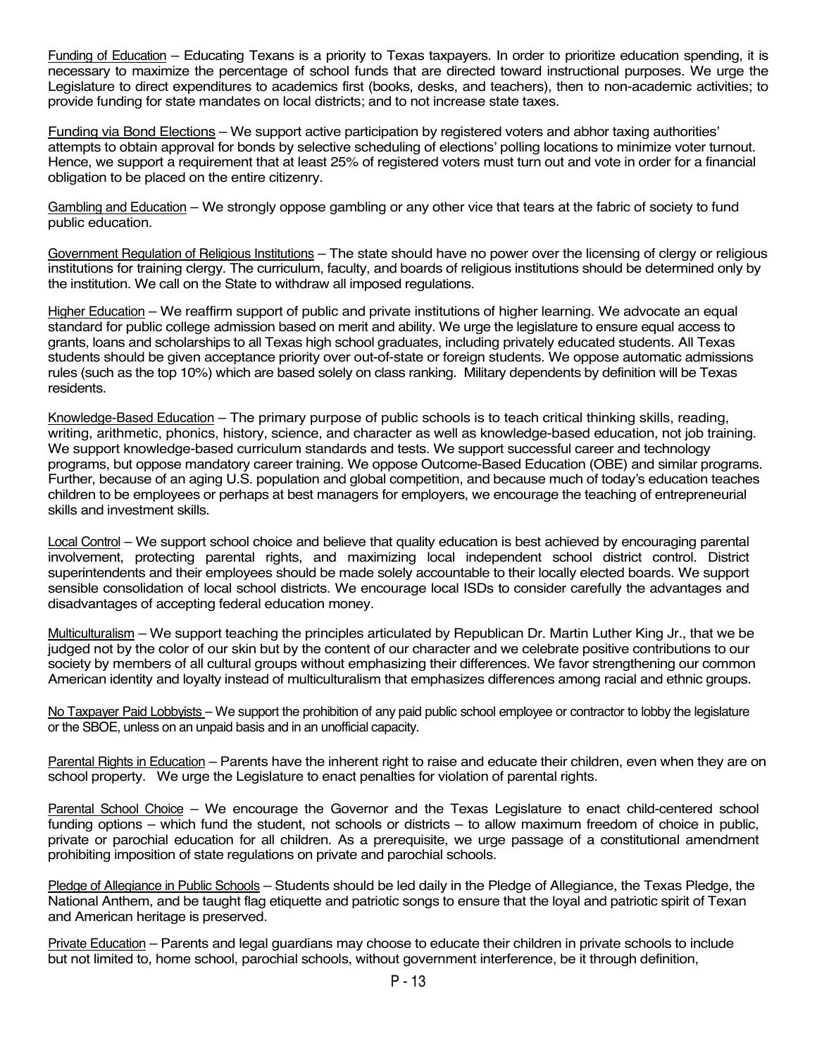Funding of Education – Educating Texans is a priority to Texas taxpayers. In order to prioritize education spending, it is necessary to maximize the percentage of school funds that are directed toward instructional purposes. We urge the Legislature to direct expenditures to academics first (books, desks, and teachers), then to non-academic activities; to provide funding for state mandates on local districts; and to not increase state taxes.

Funding via Bond Elections – We support active participation by registered voters and abhor taxing authorities' attempts to obtain approval for bonds by selective scheduling of elections' polling locations to minimize voter turnout. Hence, we support a requirement that at least 25% of registered voters must turn out and vote in order for a financial obligation to be placed on the entire citizenry.

Gambling and Education – We strongly oppose gambling or any other vice that tears at the fabric of society to fund public education.

Government Regulation of Religious Institutions – The state should have no power over the licensing of clergy or religious institutions for training clergy. The curriculum, faculty, and boards of religious institutions should be determined only by the institution. We call on the State to withdraw all imposed regulations.

Higher Education – We reaffirm support of public and private institutions of higher learning. We advocate an equal standard for public college admission based on merit and ability. We urge the legislature to ensure equal access to grants, loans and scholarships to all Texas high school graduates, including privately educated students. All Texas students should be given acceptance priority over out-of-state or foreign students. We oppose automatic admissions rules (such as the top 10%) which are based solely on class ranking. Military dependents by definition will be Texas residents.

Knowledge-Based Education – The primary purpose of public schools is to teach critical thinking skills, reading, writing, arithmetic, phonics, history, science, and character as well as knowledge-based education, not job training. We support knowledge-based curriculum standards and tests. We support successful career and technology programs, but oppose mandatory career training. We oppose Outcome-Based Education (OBE) and similar programs. Further, because of an aging U.S. population and global competition, and because much of today's education teaches children to be employees or perhaps at best managers for employers, we encourage the teaching of entrepreneurial skills and investment skills.

Local Control – We support school choice and believe that quality education is best achieved by encouraging parental involvement, protecting parental rights, and maximizing local independent school district control. District superintendents and their employees should be made solely accountable to their locally elected boards. We support sensible consolidation of local school districts. We encourage local ISDs to consider carefully the advantages and disadvantages of accepting federal education money.

Multiculturalism – We support teaching the principles articulated by Republican Dr. Martin Luther King Jr., that we be judged not by the color of our skin but by the content of our character and we celebrate positive contributions to our society by members of all cultural groups without emphasizing their differences. We favor strengthening our common American identity and loyalty instead of multiculturalism that emphasizes differences among racial and ethnic groups.

No Taxpayer Paid Lobbyists – We support the prohibition of any paid public school employee or contractor to lobby the legislature or the SBOE, unless on an unpaid basis and in an unofficial capacity.

Parental Rights in Education – Parents have the inherent right to raise and educate their children, even when they are on school property. We urge the Legislature to enact penalties for violation of parental rights.

Parental School Choice – We encourage the Governor and the Texas Legislature to enact child-centered school funding options – which fund the student, not schools or districts – to allow maximum freedom of choice in public, private or parochial education for all children. As a prerequisite, we urge passage of a constitutional amendment prohibiting imposition of state regulations on private and parochial schools.

Pledge of Allegiance in Public Schools – Students should be led daily in the Pledge of Allegiance, the Texas Pledge, the National Anthem, and be taught flag etiquette and patriotic songs to ensure that the loyal and patriotic spirit of Texan and American heritage is preserved.

Private Education – Parents and legal guardians may choose to educate their children in private schools to include but not limited to, home school, parochial schools, without government interference, be it through definition,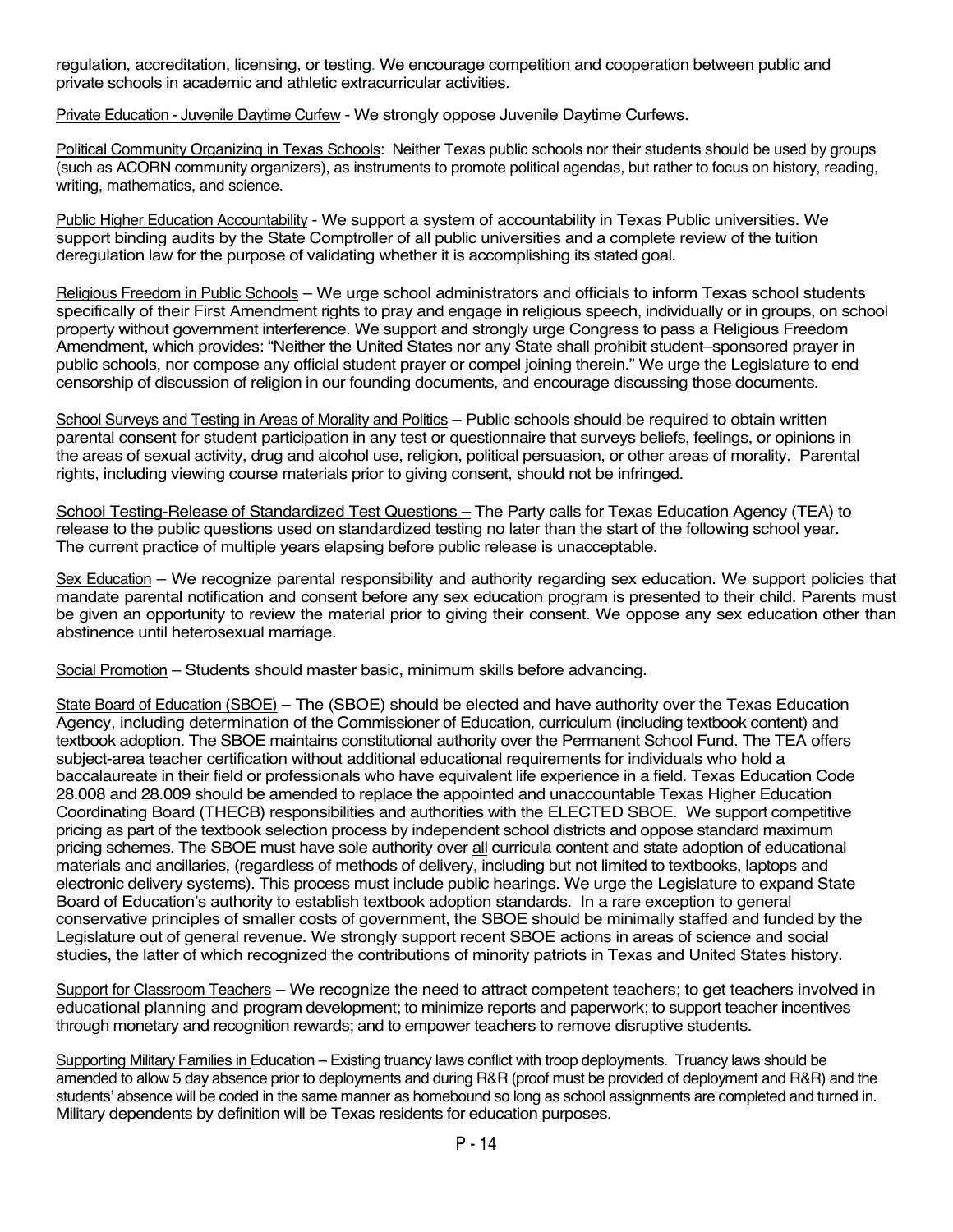regulation, accreditation, licensing, or testing. We encourage competition and cooperation between public and private schools in academic and athletic extracurricular activities.

Private Education - Juvenile Daytime Curfew - We strongly oppose Juvenile Daytime Curfews.

Political Community Organizing in Texas Schools: Neither Texas public schools nor their students should be used by groups (such as ACORN community organizers), as instruments to promote political agendas, but rather to focus on history, reading, writing, mathematics, and science.

Public Higher Education Accountability - We support a system of accountability in Texas Public universities. We support binding audits by the State Comptroller of all public universities and a complete review of the tuition deregulation law for the purpose of validating whether it is accomplishing its stated goal.

Religious Freedom in Public Schools – We urge school administrators and officials to inform Texas school students specifically of their First Amendment rights to pray and engage in religious speech, individually or in groups, on school property without government interference. We support and strongly urge Congress to pass a Religious Freedom Amendment, which provides: "Neither the United States nor any State shall prohibit student–sponsored prayer in public schools, nor compose any official student prayer or compel joining therein." We urge the Legislature to end censorship of discussion of religion in our founding documents, and encourage discussing those documents.

School Surveys and Testing in Areas of Morality and Politics – Public schools should be required to obtain written parental consent for student participation in any test or questionnaire that surveys beliefs, feelings, or opinions in the areas of sexual activity, drug and alcohol use, religion, political persuasion, or other areas of morality. Parental rights, including viewing course materials prior to giving consent, should not be infringed.

School Testing-Release of Standardized Test Questions – The Party calls for Texas Education Agency (TEA) to release to the public questions used on standardized testing no later than the start of the following school year. The current practice of multiple years elapsing before public release is unacceptable.

Sex Education – We recognize parental responsibility and authority regarding sex education. We support policies that mandate parental notification and consent before any sex education program is presented to their child. Parents must be given an opportunity to review the material prior to giving their consent. We oppose any sex education other than abstinence until heterosexual marriage.

Social Promotion – Students should master basic, minimum skills before advancing.

State Board of Education (SBOE) – The (SBOE) should be elected and have authority over the Texas Education Agency, including determination of the Commissioner of Education, curriculum (including textbook content) and textbook adoption. The SBOE maintains constitutional authority over the Permanent School Fund. The TEA offers subject-area teacher certification without additional educational requirements for individuals who hold a baccalaureate in their field or professionals who have equivalent life experience in a field. Texas Education Code 28.008 and 28.009 should be amended to replace the appointed and unaccountable Texas Higher Education Coordinating Board (THECB) responsibilities and authorities with the ELECTED SBOE. We support competitive pricing as part of the textbook selection process by independent school districts and oppose standard maximum pricing schemes. The SBOE must have sole authority over all curricula content and state adoption of educational materials and ancillaries, (regardless of methods of delivery, including but not limited to textbooks, laptops and electronic delivery systems). This process must include public hearings. We urge the Legislature to expand State Board of Education's authority to establish textbook adoption standards. In a rare exception to general conservative principles of smaller costs of government, the SBOE should be minimally staffed and funded by the Legislature out of general revenue. We strongly support recent SBOE actions in areas of science and social studies, the latter of which recognized the contributions of minority patriots in Texas and United States history.

Support for Classroom Teachers – We recognize the need to attract competent teachers; to get teachers involved in educational planning and program development; to minimize reports and paperwork; to support teacher incentives through monetary and recognition rewards; and to empower teachers to remove disruptive students.

Supporting Military Families in Education – Existing truancy laws conflict with troop deployments. Truancy laws should be amended to allow 5 day absence prior to deployments and during R&R (proof must be provided of deployment and R&R) and the students' absence will be coded in the same manner as homebound so long as school assignments are completed and turned in. Military dependents by definition will be Texas residents for education purposes.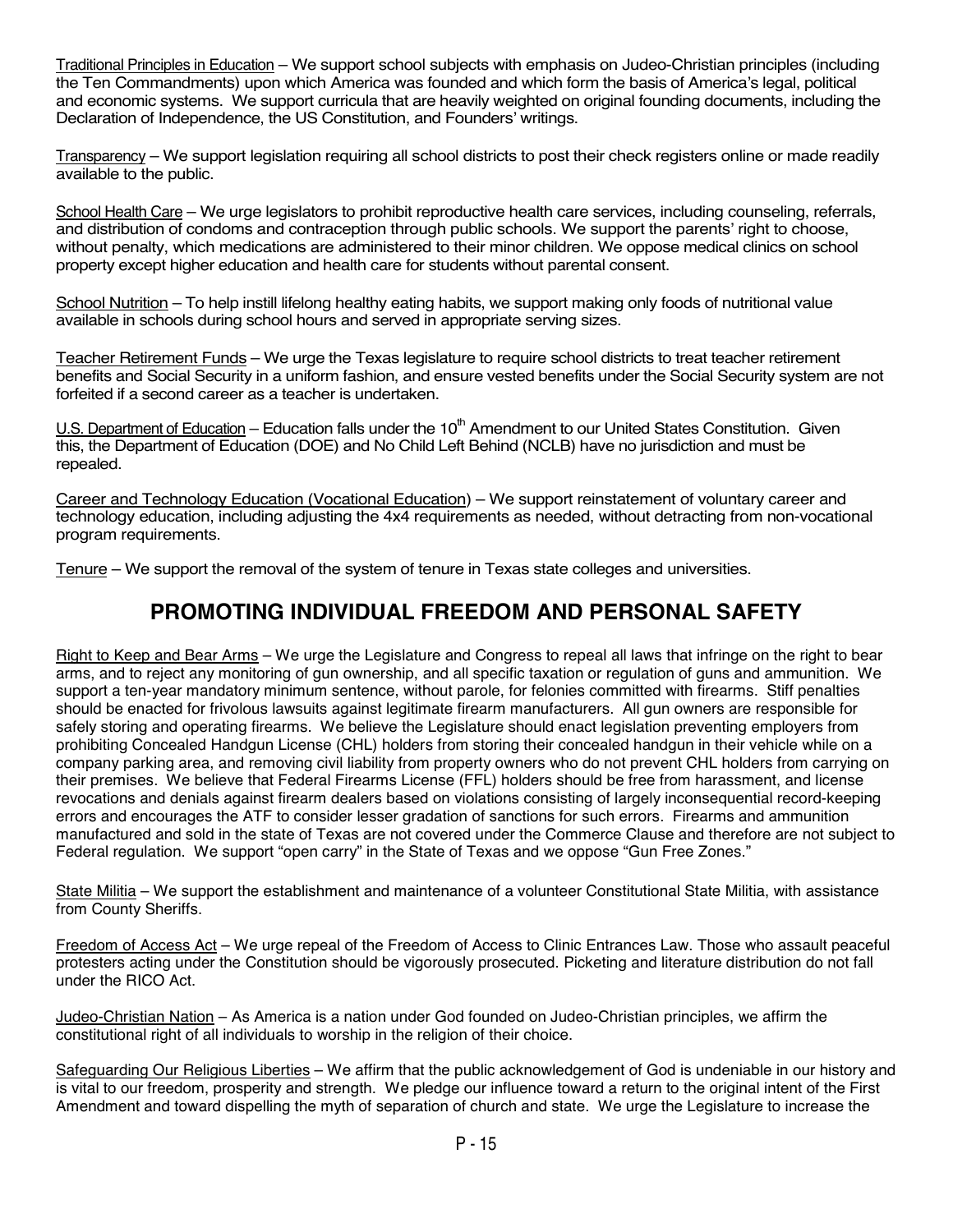Traditional Principles in Education – We support school subjects with emphasis on Judeo-Christian principles (including the Ten Commandments) upon which America was founded and which form the basis of America's legal, political and economic systems. We support curricula that are heavily weighted on original founding documents, including the Declaration of Independence, the US Constitution, and Founders' writings.

Transparency – We support legislation requiring all school districts to post their check registers online or made readily available to the public.

School Health Care – We urge legislators to prohibit reproductive health care services, including counseling, referrals, and distribution of condoms and contraception through public schools. We support the parents' right to choose, without penalty, which medications are administered to their minor children. We oppose medical clinics on school property except higher education and health care for students without parental consent.

School Nutrition – To help instill lifelong healthy eating habits, we support making only foods of nutritional value available in schools during school hours and served in appropriate serving sizes.

Teacher Retirement Funds – We urge the Texas legislature to require school districts to treat teacher retirement benefits and Social Security in a uniform fashion, and ensure vested benefits under the Social Security system are not forfeited if a second career as a teacher is undertaken.

U.S. Department of Education – Education falls under the 10th Amendment to our United States Constitution. Given this, the Department of Education (DOE) and No Child Left Behind (NCLB) have no jurisdiction and must be repealed.

Career and Technology Education (Vocational Education) – We support reinstatement of voluntary career and technology education, including adjusting the 4x4 requirements as needed, without detracting from non-vocational program requirements.

Tenure – We support the removal of the system of tenure in Texas state colleges and universities.

## PROMOTING INDIVIDUAL FREEDOM AND PERSONAL SAFETY

Right to Keep and Bear Arms – We urge the Legislature and Congress to repeal all laws that infringe on the right to bear arms, and to reject any monitoring of gun ownership, and all specific taxation or regulation of guns and ammunition. We support a ten-year mandatory minimum sentence, without parole, for felonies committed with firearms. Stiff penalties should be enacted for frivolous lawsuits against legitimate firearm manufacturers. All gun owners are responsible for safely storing and operating firearms. We believe the Legislature should enact legislation preventing employers from prohibiting Concealed Handgun License (CHL) holders from storing their concealed handgun in their vehicle while on a company parking area, and removing civil liability from property owners who do not prevent CHL holders from carrying on their premises. We believe that Federal Firearms License (FFL) holders should be free from harassment, and license revocations and denials against firearm dealers based on violations consisting of largely inconsequential record-keeping errors and encourages the ATF to consider lesser gradation of sanctions for such errors. Firearms and ammunition manufactured and sold in the state of Texas are not covered under the Commerce Clause and therefore are not subject to Federal regulation. We support "open carry" in the State of Texas and we oppose "Gun Free Zones."

State Militia – We support the establishment and maintenance of a volunteer Constitutional State Militia, with assistance from County Sheriffs.

Freedom of Access Act – We urge repeal of the Freedom of Access to Clinic Entrances Law. Those who assault peaceful protesters acting under the Constitution should be vigorously prosecuted. Picketing and literature distribution do not fall under the RICO Act.

Judeo-Christian Nation – As America is a nation under God founded on Judeo-Christian principles, we affirm the constitutional right of all individuals to worship in the religion of their choice.

Safeguarding Our Religious Liberties – We affirm that the public acknowledgement of God is undeniable in our history and is vital to our freedom, prosperity and strength. We pledge our influence toward a return to the original intent of the First Amendment and toward dispelling the myth of separation of church and state. We urge the Legislature to increase the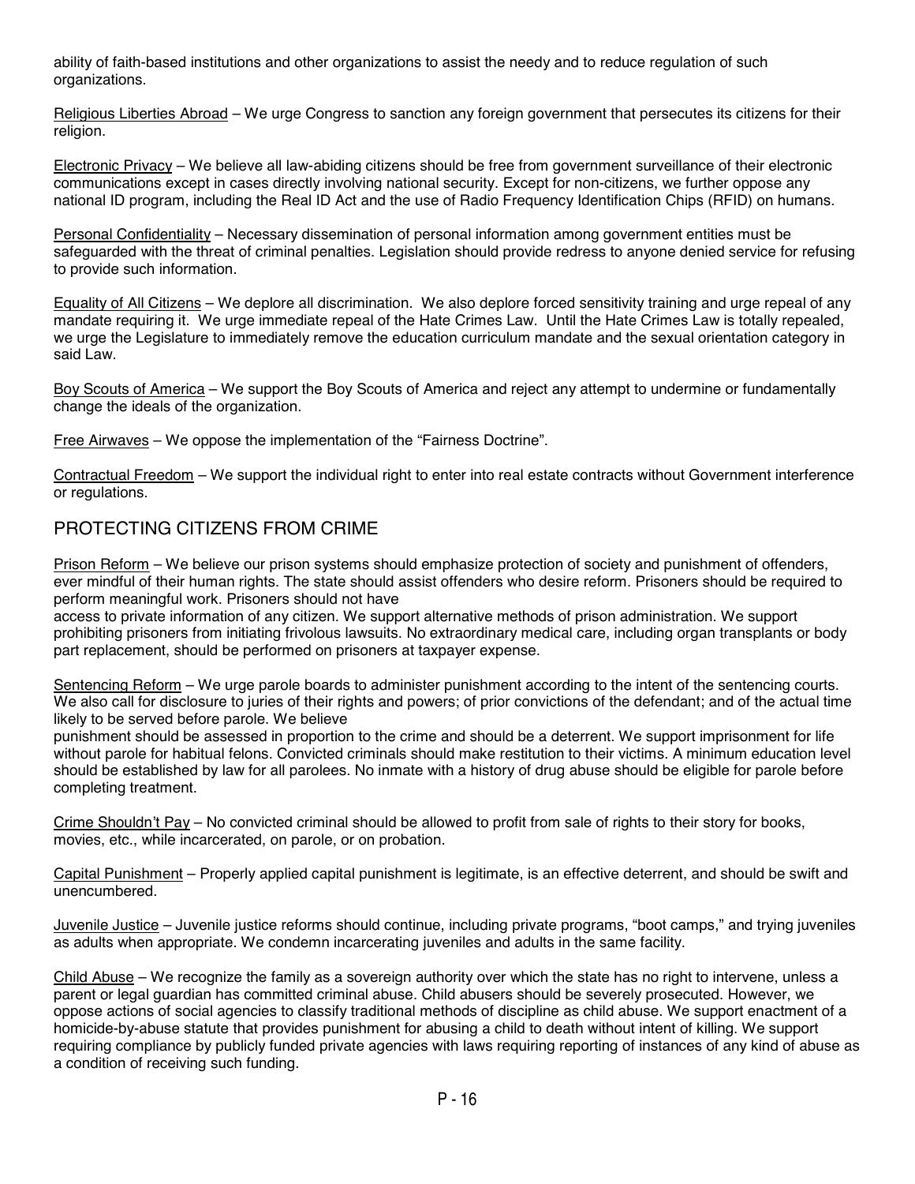ability of faith-based institutions and other organizations to assist the needy and to reduce regulation of such organizations.

Religious Liberties Abroad – We urge Congress to sanction any foreign government that persecutes its citizens for their religion.

Electronic Privacy – We believe all law-abiding citizens should be free from government surveillance of their electronic communications except in cases directly involving national security. Except for non-citizens, we further oppose any national ID program, including the Real ID Act and the use of Radio Frequency Identification Chips (RFID) on humans.

Personal Confidentiality – Necessary dissemination of personal information among government entities must be safeguarded with the threat of criminal penalties. Legislation should provide redress to anyone denied service for refusing to provide such information.

Equality of All Citizens – We deplore all discrimination. We also deplore forced sensitivity training and urge repeal of any mandate requiring it. We urge immediate repeal of the Hate Crimes Law. Until the Hate Crimes Law is totally repealed, we urge the Legislature to immediately remove the education curriculum mandate and the sexual orientation category in said Law.

Boy Scouts of America – We support the Boy Scouts of America and reject any attempt to undermine or fundamentally change the ideals of the organization.

Free Airwaves – We oppose the implementation of the "Fairness Doctrine".

Contractual Freedom – We support the individual right to enter into real estate contracts without Government interference or regulations.

## PROTECTING CITIZENS FROM CRIME

Prison Reform – We believe our prison systems should emphasize protection of society and punishment of offenders, ever mindful of their human rights. The state should assist offenders who desire reform. Prisoners should be required to perform meaningful work. Prisoners should not have access to private information of any citizen. We support alternative methods of prison administration. We support prohibiting prisoners from initiating frivolous lawsuits. No extraordinary medical care, including organ transplants or body part replacement, should be performed on prisoners at taxpayer expense.

Sentencing Reform – We urge parole boards to administer punishment according to the intent of the sentencing courts. We also call for disclosure to juries of their rights and powers; of prior convictions of the defendant; and of the actual time likely to be served before parole. We believe punishment should be assessed in proportion to the crime and should be a deterrent. We support imprisonment for life without parole for habitual felons. Convicted criminals should make restitution to their victims. A minimum education level should be established by law for all parolees. No inmate with a history of drug abuse should be eligible for parole before completing treatment.

Crime Shouldn't Pay – No convicted criminal should be allowed to profit from sale of rights to their story for books, movies, etc., while incarcerated, on parole, or on probation.

Capital Punishment – Properly applied capital punishment is legitimate, is an effective deterrent, and should be swift and unencumbered.

Juvenile Justice – Juvenile justice reforms should continue, including private programs, "boot camps," and trying juveniles as adults when appropriate. We condemn incarcerating juveniles and adults in the same facility.

Child Abuse – We recognize the family as a sovereign authority over which the state has no right to intervene, unless a parent or legal guardian has committed criminal abuse. Child abusers should be severely prosecuted. However, we oppose actions of social agencies to classify traditional methods of discipline as child abuse. We support enactment of a homicide-by-abuse statute that provides punishment for abusing a child to death without intent of killing. We support requiring compliance by publicly funded private agencies with laws requiring reporting of instances of any kind of abuse as a condition of receiving such funding.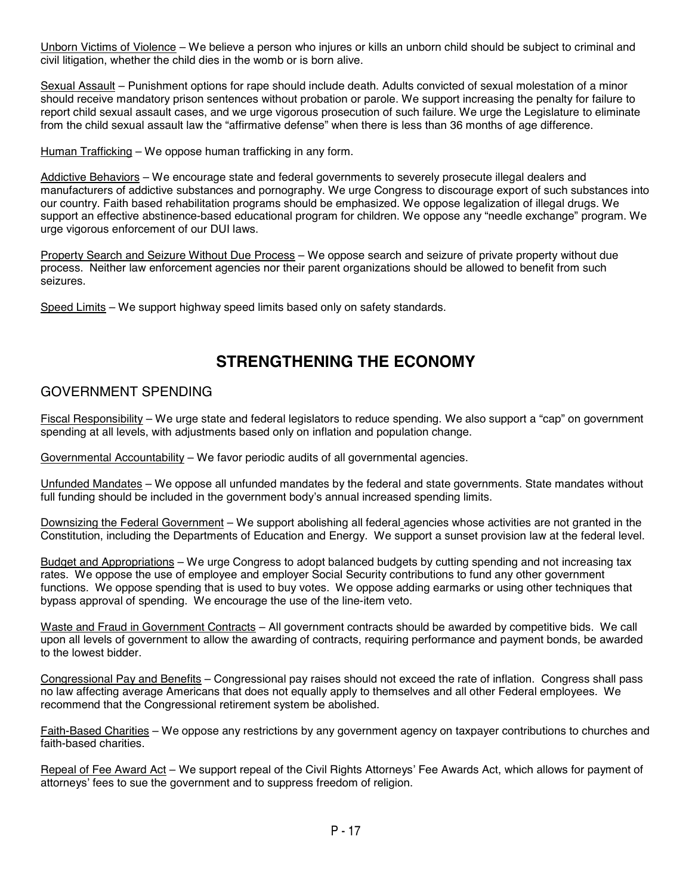Unborn Victims of Violence – We believe a person who injures or kills an unborn child should be subject to criminal and civil litigation, whether the child dies in the womb or is born alive.

Sexual Assault – Punishment options for rape should include death. Adults convicted of sexual molestation of a minor should receive mandatory prison sentences without probation or parole. We support increasing the penalty for failure to report child sexual assault cases, and we urge vigorous prosecution of such failure. We urge the Legislature to eliminate from the child sexual assault law the "affirmative defense" when there is less than 36 months of age difference.

Human Trafficking – We oppose human trafficking in any form.

Addictive Behaviors – We encourage state and federal governments to severely prosecute illegal dealers and manufacturers of addictive substances and pornography. We urge Congress to discourage export of such substances into our country. Faith based rehabilitation programs should be emphasized. We oppose legalization of illegal drugs. We support an effective abstinence-based educational program for children. We oppose any "needle exchange" program. We urge vigorous enforcement of our DUI laws.

Property Search and Seizure Without Due Process – We oppose search and seizure of private property without due process. Neither law enforcement agencies nor their parent organizations should be allowed to benefit from such seizures.

Speed Limits – We support highway speed limits based only on safety standards.

# STRENGTHENING THE ECONOMY

## GOVERNMENT SPENDING

Fiscal Responsibility – We urge state and federal legislators to reduce spending. We also support a "cap" on government spending at all levels, with adjustments based only on inflation and population change.

Governmental Accountability – We favor periodic audits of all governmental agencies.

Unfunded Mandates – We oppose all unfunded mandates by the federal and state governments. State mandates without full funding should be included in the government body's annual increased spending limits.

Downsizing the Federal Government – We support abolishing all federal agencies whose activities are not granted in the Constitution, including the Departments of Education and Energy. We support a sunset provision law at the federal level.

Budget and Appropriations – We urge Congress to adopt balanced budgets by cutting spending and not increasing tax rates. We oppose the use of employee and employer Social Security contributions to fund any other government functions. We oppose spending that is used to buy votes. We oppose adding earmarks or using other techniques that bypass approval of spending. We encourage the use of the line-item veto.

Waste and Fraud in Government Contracts – All government contracts should be awarded by competitive bids. We call upon all levels of government to allow the awarding of contracts, requiring performance and payment bonds, be awarded to the lowest bidder.

Congressional Pay and Benefits – Congressional pay raises should not exceed the rate of inflation. Congress shall pass no law affecting average Americans that does not equally apply to themselves and all other Federal employees. We recommend that the Congressional retirement system be abolished.

Faith-Based Charities – We oppose any restrictions by any government agency on taxpayer contributions to churches and faith-based charities.

Repeal of Fee Award Act – We support repeal of the Civil Rights Attorneys' Fee Awards Act, which allows for payment of attorneys' fees to sue the government and to suppress freedom of religion.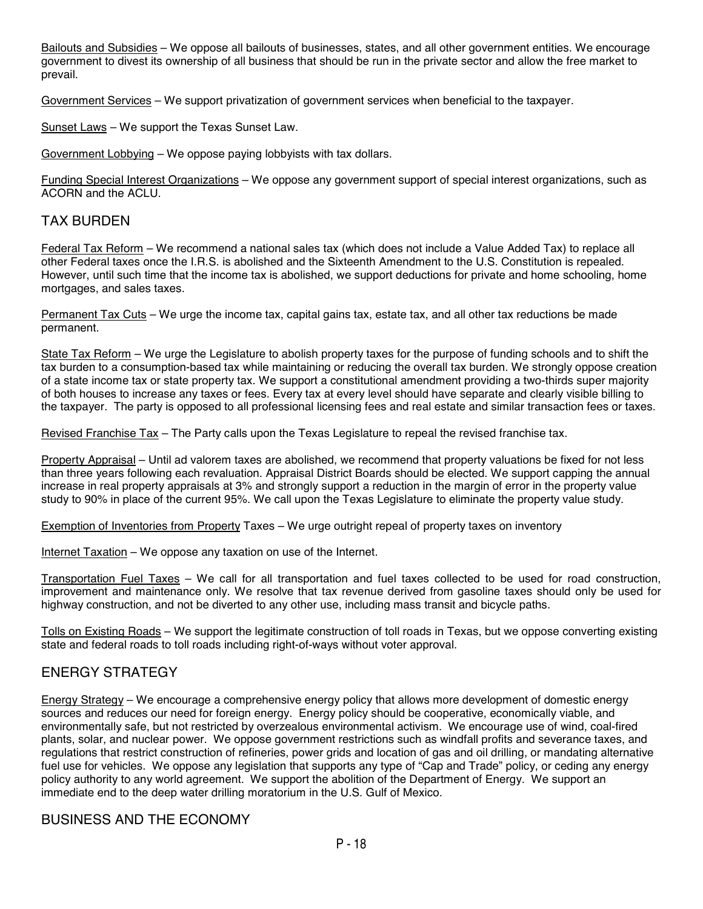Bailouts and Subsidies – We oppose all bailouts of businesses, states, and all other government entities. We encourage government to divest its ownership of all business that should be run in the private sector and allow the free market to prevail.

Government Services – We support privatization of government services when beneficial to the taxpayer.

Sunset Laws – We support the Texas Sunset Law.

Government Lobbying – We oppose paying lobbyists with tax dollars.

Funding Special Interest Organizations – We oppose any government support of special interest organizations, such as ACORN and the ACLU.

## TAX BURDEN

Federal Tax Reform – We recommend a national sales tax (which does not include a Value Added Tax) to replace all other Federal taxes once the I.R.S. is abolished and the Sixteenth Amendment to the U.S. Constitution is repealed. However, until such time that the income tax is abolished, we support deductions for private and home schooling, home mortgages, and sales taxes.

Permanent Tax Cuts – We urge the income tax, capital gains tax, estate tax, and all other tax reductions be made permanent.

State Tax Reform – We urge the Legislature to abolish property taxes for the purpose of funding schools and to shift the tax burden to a consumption-based tax while maintaining or reducing the overall tax burden. We strongly oppose creation of a state income tax or state property tax. We support a constitutional amendment providing a two-thirds super majority of both houses to increase any taxes or fees. Every tax at every level should have separate and clearly visible billing to the taxpayer. The party is opposed to all professional licensing fees and real estate and similar transaction fees or taxes.

Revised Franchise Tax – The Party calls upon the Texas Legislature to repeal the revised franchise tax.

Property Appraisal – Until ad valorem taxes are abolished, we recommend that property valuations be fixed for not less than three years following each revaluation. Appraisal District Boards should be elected. We support capping the annual increase in real property appraisals at 3% and strongly support a reduction in the margin of error in the property value study to 90% in place of the current 95%. We call upon the Texas Legislature to eliminate the property value study.

Exemption of Inventories from Property Taxes – We urge outright repeal of property taxes on inventory

Internet Taxation – We oppose any taxation on use of the Internet.

Transportation Fuel Taxes – We call for all transportation and fuel taxes collected to be used for road construction, improvement and maintenance only. We resolve that tax revenue derived from gasoline taxes should only be used for highway construction, and not be diverted to any other use, including mass transit and bicycle paths.

Tolls on Existing Roads – We support the legitimate construction of toll roads in Texas, but we oppose converting existing state and federal roads to toll roads including right-of-ways without voter approval.

## ENERGY STRATEGY

Energy Strategy – We encourage a comprehensive energy policy that allows more development of domestic energy sources and reduces our need for foreign energy. Energy policy should be cooperative, economically viable, and environmentally safe, but not restricted by overzealous environmental activism. We encourage use of wind, coal-fired plants, solar, and nuclear power. We oppose government restrictions such as windfall profits and severance taxes, and regulations that restrict construction of refineries, power grids and location of gas and oil drilling, or mandating alternative fuel use for vehicles. We oppose any legislation that supports any type of "Cap and Trade" policy, or ceding any energy policy authority to any world agreement. We support the abolition of the Department of Energy. We support an immediate end to the deep water drilling moratorium in the U.S. Gulf of Mexico.

## BUSINESS AND THE ECONOMY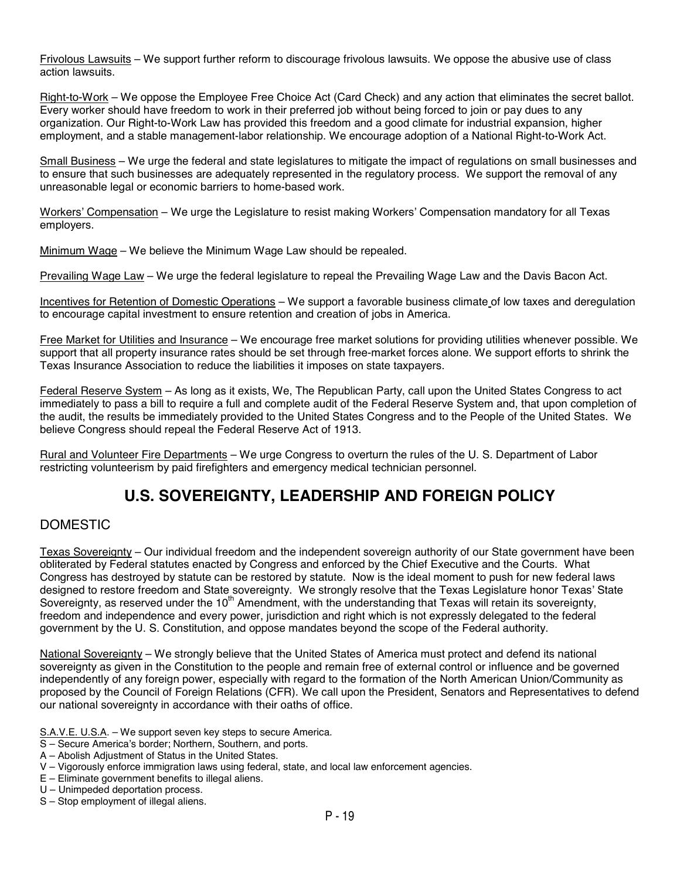Frivolous Lawsuits – We support further reform to discourage frivolous lawsuits. We oppose the abusive use of class action lawsuits.

Right-to-Work – We oppose the Employee Free Choice Act (Card Check) and any action that eliminates the secret ballot. Every worker should have freedom to work in their preferred job without being forced to join or pay dues to any organization. Our Right-to-Work Law has provided this freedom and a good climate for industrial expansion, higher employment, and a stable management-labor relationship. We encourage adoption of a National Right-to-Work Act.

Small Business – We urge the federal and state legislatures to mitigate the impact of regulations on small businesses and to ensure that such businesses are adequately represented in the regulatory process. We support the removal of any unreasonable legal or economic barriers to home-based work.

Workers' Compensation – We urge the Legislature to resist making Workers' Compensation mandatory for all Texas employers.

Minimum Wage – We believe the Minimum Wage Law should be repealed.

Prevailing Wage Law – We urge the federal legislature to repeal the Prevailing Wage Law and the Davis Bacon Act.

Incentives for Retention of Domestic Operations – We support a favorable business climate of low taxes and deregulation to encourage capital investment to ensure retention and creation of jobs in America.

Free Market for Utilities and Insurance – We encourage free market solutions for providing utilities whenever possible. We support that all property insurance rates should be set through free-market forces alone. We support efforts to shrink the Texas Insurance Association to reduce the liabilities it imposes on state taxpayers.

Federal Reserve System – As long as it exists, We, The Republican Party, call upon the United States Congress to act immediately to pass a bill to require a full and complete audit of the Federal Reserve System and, that upon completion of the audit, the results be immediately provided to the United States Congress and to the People of the United States. We believe Congress should repeal the Federal Reserve Act of 1913.

Rural and Volunteer Fire Departments – We urge Congress to overturn the rules of the U. S. Department of Labor restricting volunteerism by paid firefighters and emergency medical technician personnel.

# U.S. SOVEREIGNTY, LEADERSHIP AND FOREIGN POLICY

## DOMESTIC

Texas Sovereignty – Our individual freedom and the independent sovereign authority of our State government have been obliterated by Federal statutes enacted by Congress and enforced by the Chief Executive and the Courts. What Congress has destroyed by statute can be restored by statute. Now is the ideal moment to push for new federal laws designed to restore freedom and State sovereignty. We strongly resolve that the Texas Legislature honor Texas' State Sovereignty, as reserved under the 10th Amendment, with the understanding that Texas will retain its sovereignty, freedom and independence and every power, jurisdiction and right which is not expressly delegated to the federal government by the U. S. Constitution, and oppose mandates beyond the scope of the Federal authority.

National Sovereignty – We strongly believe that the United States of America must protect and defend its national sovereignty as given in the Constitution to the people and remain free of external control or influence and be governed independently of any foreign power, especially with regard to the formation of the North American Union/Community as proposed by the Council of Foreign Relations (CFR). We call upon the President, Senators and Representatives to defend our national sovereignty in accordance with their oaths of office.

S.A.V.E. U.S.A. – We support seven key steps to secure America.
S – Secure America's border; Northern, Southern, and ports.
A – Abolish Adjustment of Status in the United States.
V – Vigorously enforce immigration laws using federal, state, and local law enforcement agencies.
E – Eliminate government benefits to illegal aliens.
U – Unimpeded deportation process.
S – Stop employment of illegal aliens.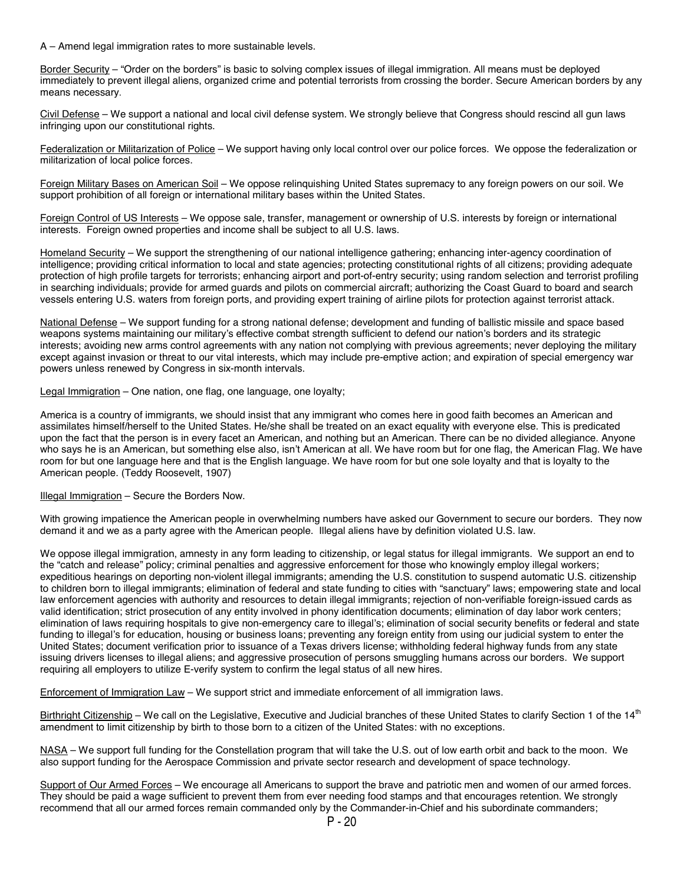A – Amend legal immigration rates to more sustainable levels.

<u>Border Security</u> – "Order on the borders" is basic to solving complex issues of illegal immigration. All means must be deployed immediately to prevent illegal aliens, organized crime and potential terrorists from crossing the border. Secure American borders by any means necessary.

<u>Civil Defense</u> – We support a national and local civil defense system. We strongly believe that Congress should rescind all gun laws infringing upon our constitutional rights.

<u>Federalization or Militarization of Police</u> – We support having only local control over our police forces. We oppose the federalization or militarization of local police forces.

<u>Foreign Military Bases on American Soil</u> – We oppose relinquishing United States supremacy to any foreign powers on our soil. We support prohibition of all foreign or international military bases within the United States.

<u>Foreign Control of US Interests</u> – We oppose sale, transfer, management or ownership of U.S. interests by foreign or international interests. Foreign owned properties and income shall be subject to all U.S. laws.

<u>Homeland Security</u> – We support the strengthening of our national intelligence gathering; enhancing inter-agency coordination of intelligence; providing critical information to local and state agencies; protecting constitutional rights of all citizens; providing adequate protection of high profile targets for terrorists; enhancing airport and port-of-entry security; using random selection and terrorist profiling in searching individuals; provide for armed guards and pilots on commercial aircraft; authorizing the Coast Guard to board and search vessels entering U.S. waters from foreign ports, and providing expert training of airline pilots for protection against terrorist attack.

<u>National Defense</u> – We support funding for a strong national defense; development and funding of ballistic missile and space based weapons systems maintaining our military's effective combat strength sufficient to defend our nation's borders and its strategic interests; avoiding new arms control agreements with any nation not complying with previous agreements; never deploying the military except against invasion or threat to our vital interests, which may include pre-emptive action; and expiration of special emergency war powers unless renewed by Congress in six-month intervals.

<u>Legal Immigration</u> – One nation, one flag, one language, one loyalty;

America is a country of immigrants, we should insist that any immigrant who comes here in good faith becomes an American and assimilates himself/herself to the United States. He/she shall be treated on an exact equality with everyone else. This is predicated upon the fact that the person is in every facet an American, and nothing but an American. There can be no divided allegiance. Anyone who says he is an American, but something else also, isn't American at all. We have room but for one flag, the American Flag. We have room for but one language here and that is the English language. We have room for but one sole loyalty and that is loyalty to the American people. (Teddy Roosevelt, 1907)

<u>Illegal Immigration</u> – Secure the Borders Now.

With growing impatience the American people in overwhelming numbers have asked our Government to secure our borders. They now demand it and we as a party agree with the American people. Illegal aliens have by definition violated U.S. law.

We oppose illegal immigration, amnesty in any form leading to citizenship, or legal status for illegal immigrants. We support an end to the "catch and release" policy; criminal penalties and aggressive enforcement for those who knowingly employ illegal workers; expeditious hearings on deporting non-violent illegal immigrants; amending the U.S. constitution to suspend automatic U.S. citizenship to children born to illegal immigrants; elimination of federal and state funding to cities with "sanctuary" laws; empowering state and local law enforcement agencies with authority and resources to detain illegal immigrants; rejection of non-verifiable foreign-issued cards as valid identification; strict prosecution of any entity involved in phony identification documents; elimination of day labor work centers; elimination of laws requiring hospitals to give non-emergency care to illegal's; elimination of social security benefits or federal and state funding to illegal's for education, housing or business loans; preventing any foreign entity from using our judicial system to enter the United States; document verification prior to issuance of a Texas drivers license; withholding federal highway funds from any state issuing drivers licenses to illegal aliens; and aggressive prosecution of persons smuggling humans across our borders. We support requiring all employers to utilize E-verify system to confirm the legal status of all new hires.

<u>Enforcement of Immigration Law</u> – We support strict and immediate enforcement of all immigration laws.

<u>Birthright Citizenship</u> – We call on the Legislative, Executive and Judicial branches of these United States to clarify Section 1 of the 14th amendment to limit citizenship by birth to those born to a citizen of the United States: with no exceptions.

<u>NASA</u> – We support full funding for the Constellation program that will take the U.S. out of low earth orbit and back to the moon. We also support funding for the Aerospace Commission and private sector research and development of space technology.

<u>Support of Our Armed Forces</u> – We encourage all Americans to support the brave and patriotic men and women of our armed forces. They should be paid a wage sufficient to prevent them from ever needing food stamps and that encourages retention. We strongly recommend that all our armed forces remain commanded only by the Commander-in-Chief and his subordinate commanders;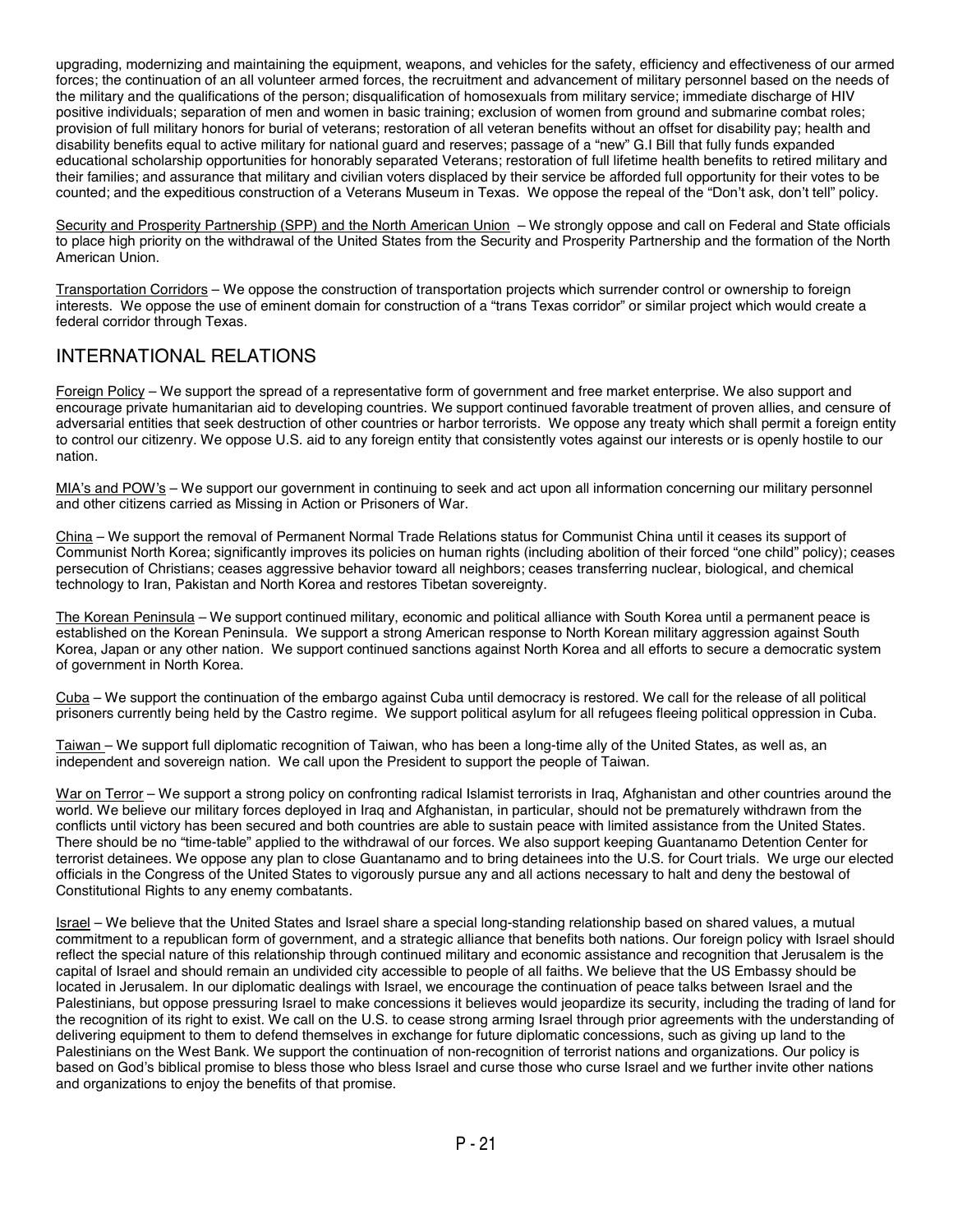upgrading, modernizing and maintaining the equipment, weapons, and vehicles for the safety, efficiency and effectiveness of our armed forces; the continuation of an all volunteer armed forces, the recruitment and advancement of military personnel based on the needs of the military and the qualifications of the person; disqualification of homosexuals from military service; immediate discharge of HIV positive individuals; separation of men and women in basic training; exclusion of women from ground and submarine combat roles; provision of full military honors for burial of veterans; restoration of all veteran benefits without an offset for disability pay; health and disability benefits equal to active military for national guard and reserves; passage of a "new" G.I Bill that fully funds expanded educational scholarship opportunities for honorably separated Veterans; restoration of full lifetime health benefits to retired military and their families; and assurance that military and civilian voters displaced by their service be afforded full opportunity for their votes to be counted; and the expeditious construction of a Veterans Museum in Texas. We oppose the repeal of the "Don't ask, don't tell" policy.

Security and Prosperity Partnership (SPP) and the North American Union – We strongly oppose and call on Federal and State officials to place high priority on the withdrawal of the United States from the Security and Prosperity Partnership and the formation of the North American Union.

Transportation Corridors – We oppose the construction of transportation projects which surrender control or ownership to foreign interests. We oppose the use of eminent domain for construction of a "trans Texas corridor" or similar project which would create a federal corridor through Texas.

## INTERNATIONAL RELATIONS

Foreign Policy – We support the spread of a representative form of government and free market enterprise. We also support and encourage private humanitarian aid to developing countries. We support continued favorable treatment of proven allies, and censure of adversarial entities that seek destruction of other countries or harbor terrorists. We oppose any treaty which shall permit a foreign entity to control our citizenry. We oppose U.S. aid to any foreign entity that consistently votes against our interests or is openly hostile to our nation.

MIA's and POW's – We support our government in continuing to seek and act upon all information concerning our military personnel and other citizens carried as Missing in Action or Prisoners of War.

China – We support the removal of Permanent Normal Trade Relations status for Communist China until it ceases its support of Communist North Korea; significantly improves its policies on human rights (including abolition of their forced "one child" policy); ceases persecution of Christians; ceases aggressive behavior toward all neighbors; ceases transferring nuclear, biological, and chemical technology to Iran, Pakistan and North Korea and restores Tibetan sovereignty.

The Korean Peninsula – We support continued military, economic and political alliance with South Korea until a permanent peace is established on the Korean Peninsula. We support a strong American response to North Korean military aggression against South Korea, Japan or any other nation. We support continued sanctions against North Korea and all efforts to secure a democratic system of government in North Korea.

Cuba – We support the continuation of the embargo against Cuba until democracy is restored. We call for the release of all political prisoners currently being held by the Castro regime. We support political asylum for all refugees fleeing political oppression in Cuba.

Taiwan – We support full diplomatic recognition of Taiwan, who has been a long-time ally of the United States, as well as, an independent and sovereign nation. We call upon the President to support the people of Taiwan.

War on Terror – We support a strong policy on confronting radical Islamist terrorists in Iraq, Afghanistan and other countries around the world. We believe our military forces deployed in Iraq and Afghanistan, in particular, should not be prematurely withdrawn from the conflicts until victory has been secured and both countries are able to sustain peace with limited assistance from the United States. There should be no "time-table" applied to the withdrawal of our forces. We also support keeping Guantanamo Detention Center for terrorist detainees. We oppose any plan to close Guantanamo and to bring detainees into the U.S. for Court trials. We urge our elected officials in the Congress of the United States to vigorously pursue any and all actions necessary to halt and deny the bestowal of Constitutional Rights to any enemy combatants.

Israel – We believe that the United States and Israel share a special long-standing relationship based on shared values, a mutual commitment to a republican form of government, and a strategic alliance that benefits both nations. Our foreign policy with Israel should reflect the special nature of this relationship through continued military and economic assistance and recognition that Jerusalem is the capital of Israel and should remain an undivided city accessible to people of all faiths. We believe that the US Embassy should be located in Jerusalem. In our diplomatic dealings with Israel, we encourage the continuation of peace talks between Israel and the Palestinians, but oppose pressuring Israel to make concessions it believes would jeopardize its security, including the trading of land for the recognition of its right to exist. We call on the U.S. to cease strong arming Israel through prior agreements with the understanding of delivering equipment to them to defend themselves in exchange for future diplomatic concessions, such as giving up land to the Palestinians on the West Bank. We support the continuation of non-recognition of terrorist nations and organizations. Our policy is based on God's biblical promise to bless those who bless Israel and curse those who curse Israel and we further invite other nations and organizations to enjoy the benefits of that promise.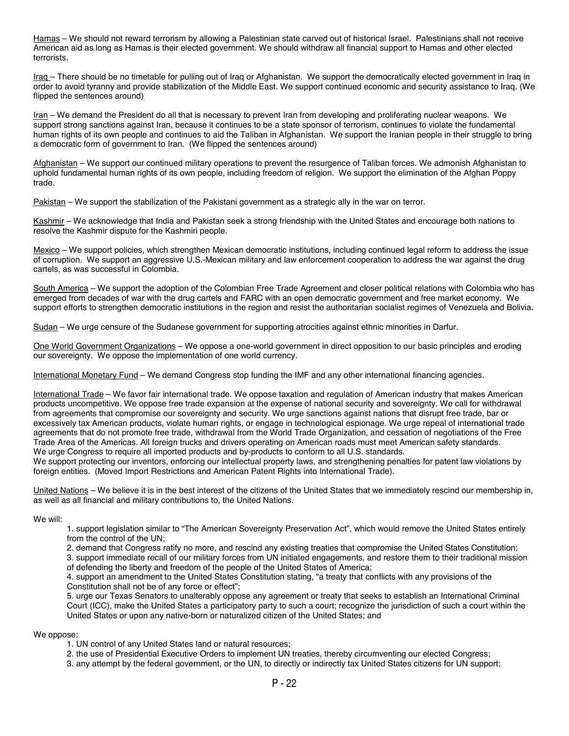<u>Hamas</u> – We should not reward terrorism by allowing a Palestinian state carved out of historical Israel. Palestinians shall not receive American aid as long as Hamas is their elected government. We should withdraw all financial support to Hamas and other elected terrorists.

<u>Iraq</u> – There should be no timetable for pulling out of Iraq or Afghanistan. We support the democratically elected government in Iraq in order to avoid tyranny and provide stabilization of the Middle East. We support continued economic and security assistance to Iraq. (We flipped the sentences around)

<u>Iran</u> – We demand the President do all that is necessary to prevent Iran from developing and proliferating nuclear weapons. We support strong sanctions against Iran, because it continues to be a state sponsor of terrorism, continues to violate the fundamental human rights of its own people and continues to aid the Taliban in Afghanistan. We support the Iranian people in their struggle to bring a democratic form of government to Iran. (We flipped the sentences around)

<u>Afghanistan</u> – We support our continued military operations to prevent the resurgence of Taliban forces. We admonish Afghanistan to uphold fundamental human rights of its own people, including freedom of religion. We support the elimination of the Afghan Poppy trade.

<u>Pakistan</u> – We support the stabilization of the Pakistani government as a strategic ally in the war on terror.

<u>Kashmir</u> – We acknowledge that India and Pakistan seek a strong friendship with the United States and encourage both nations to resolve the Kashmir dispute for the Kashmiri people.

<u>Mexico</u> – We support policies, which strengthen Mexican democratic institutions, including continued legal reform to address the issue of corruption. We support an aggressive U.S.-Mexican military and law enforcement cooperation to address the war against the drug cartels, as was successful in Colombia.

<u>South America</u> – We support the adoption of the Colombian Free Trade Agreement and closer political relations with Colombia who has emerged from decades of war with the drug cartels and FARC with an open democratic government and free market economy. We support efforts to strengthen democratic institutions in the region and resist the authoritarian socialist regimes of Venezuela and Bolivia.

<u>Sudan</u> – We urge censure of the Sudanese government for supporting atrocities against ethnic minorities in Darfur.

<u>One World Government Organizations</u> – We oppose a one-world government in direct opposition to our basic principles and eroding our sovereignty. We oppose the implementation of one world currency.

<u>International Monetary Fund</u> – We demand Congress stop funding the IMF and any other international financing agencies.

<u>International Trade</u> – We favor fair international trade. We oppose taxation and regulation of American industry that makes American products uncompetitive. We oppose free trade expansion at the expense of national security and sovereignty. We call for withdrawal from agreements that compromise our sovereignty and security. We urge sanctions against nations that disrupt free trade, bar or excessively tax American products, violate human rights, or engage in technological espionage. We urge repeal of international trade agreements that do not promote free trade, withdrawal from the World Trade Organization, and cessation of negotiations of the Free Trade Area of the Americas. All foreign trucks and drivers operating on American roads must meet American safety standards. We urge Congress to require all imported products and by-products to conform to all U.S. standards.
We support protecting our inventors, enforcing our intellectual property laws, and strengthening penalties for patent law violations by foreign entities. (Moved Import Restrictions and American Patent Rights into International Trade).

<u>United Nations</u> – We believe it is in the best interest of the citizens of the United States that we immediately rescind our membership in, as well as all financial and military contributions to, the United Nations.

We will:

1. support legislation similar to "The American Sovereignty Preservation Act", which would remove the United States entirely from the control of the UN;
2. demand that Congress ratify no more, and rescind any existing treaties that compromise the United States Constitution;
3. support immediate recall of our military forces from UN initiated engagements, and restore them to their traditional mission of defending the liberty and freedom of the people of the United States of America;
4. support an amendment to the United States Constitution stating, "a treaty that conflicts with any provisions of the Constitution shall not be of any force or effect";
5. urge our Texas Senators to unalterably oppose any agreement or treaty that seeks to establish an International Criminal Court (ICC), make the United States a participatory party to such a court; recognize the jurisdiction of such a court within the United States or upon any native-born or naturalized citizen of the United States; and

We oppose:

1. UN control of any United States land or natural resources;
2. the use of Presidential Executive Orders to implement UN treaties, thereby circumventing our elected Congress;
3. any attempt by the federal government, or the UN, to directly or indirectly tax United States citizens for UN support;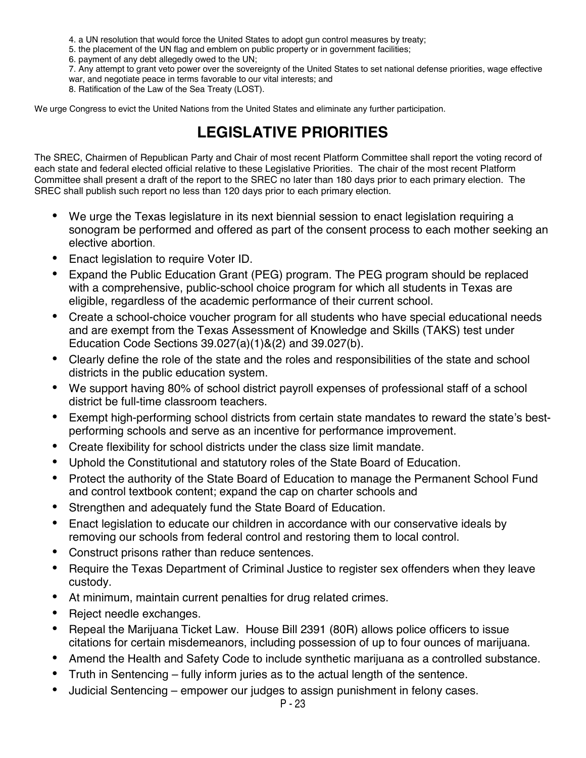4. a UN resolution that would force the United States to adopt gun control measures by treaty;
5. the placement of the UN flag and emblem on public property or in government facilities;
6. payment of any debt allegedly owed to the UN;
7. Any attempt to grant veto power over the sovereignty of the United States to set national defense priorities, wage effective war, and negotiate peace in terms favorable to our vital interests; and
8. Ratification of the Law of the Sea Treaty (LOST).

We urge Congress to evict the United Nations from the United States and eliminate any further participation.

# LEGISLATIVE PRIORITIES

The SREC, Chairmen of Republican Party and Chair of most recent Platform Committee shall report the voting record of each state and federal elected official relative to these Legislative Priorities. The chair of the most recent Platform Committee shall present a draft of the report to the SREC no later than 180 days prior to each primary election. The SREC shall publish such report no less than 120 days prior to each primary election.

- We urge the Texas legislature in its next biennial session to enact legislation requiring a sonogram be performed and offered as part of the consent process to each mother seeking an elective abortion.
- Enact legislation to require Voter ID.
- Expand the Public Education Grant (PEG) program. The PEG program should be replaced with a comprehensive, public-school choice program for which all students in Texas are eligible, regardless of the academic performance of their current school.
- Create a school-choice voucher program for all students who have special educational needs and are exempt from the Texas Assessment of Knowledge and Skills (TAKS) test under Education Code Sections 39.027(a)(1)&(2) and 39.027(b).
- Clearly define the role of the state and the roles and responsibilities of the state and school districts in the public education system.
- We support having 80% of school district payroll expenses of professional staff of a school district be full-time classroom teachers.
- Exempt high-performing school districts from certain state mandates to reward the state's best-performing schools and serve as an incentive for performance improvement.
- Create flexibility for school districts under the class size limit mandate.
- Uphold the Constitutional and statutory roles of the State Board of Education.
- Protect the authority of the State Board of Education to manage the Permanent School Fund and control textbook content; expand the cap on charter schools and
- Strengthen and adequately fund the State Board of Education.
- Enact legislation to educate our children in accordance with our conservative ideals by removing our schools from federal control and restoring them to local control.
- Construct prisons rather than reduce sentences.
- Require the Texas Department of Criminal Justice to register sex offenders when they leave custody.
- At minimum, maintain current penalties for drug related crimes.
- Reject needle exchanges.
- Repeal the Marijuana Ticket Law. House Bill 2391 (80R) allows police officers to issue citations for certain misdemeanors, including possession of up to four ounces of marijuana.
- Amend the Health and Safety Code to include synthetic marijuana as a controlled substance.
- Truth in Sentencing – fully inform juries as to the actual length of the sentence.
- Judicial Sentencing – empower our judges to assign punishment in felony cases.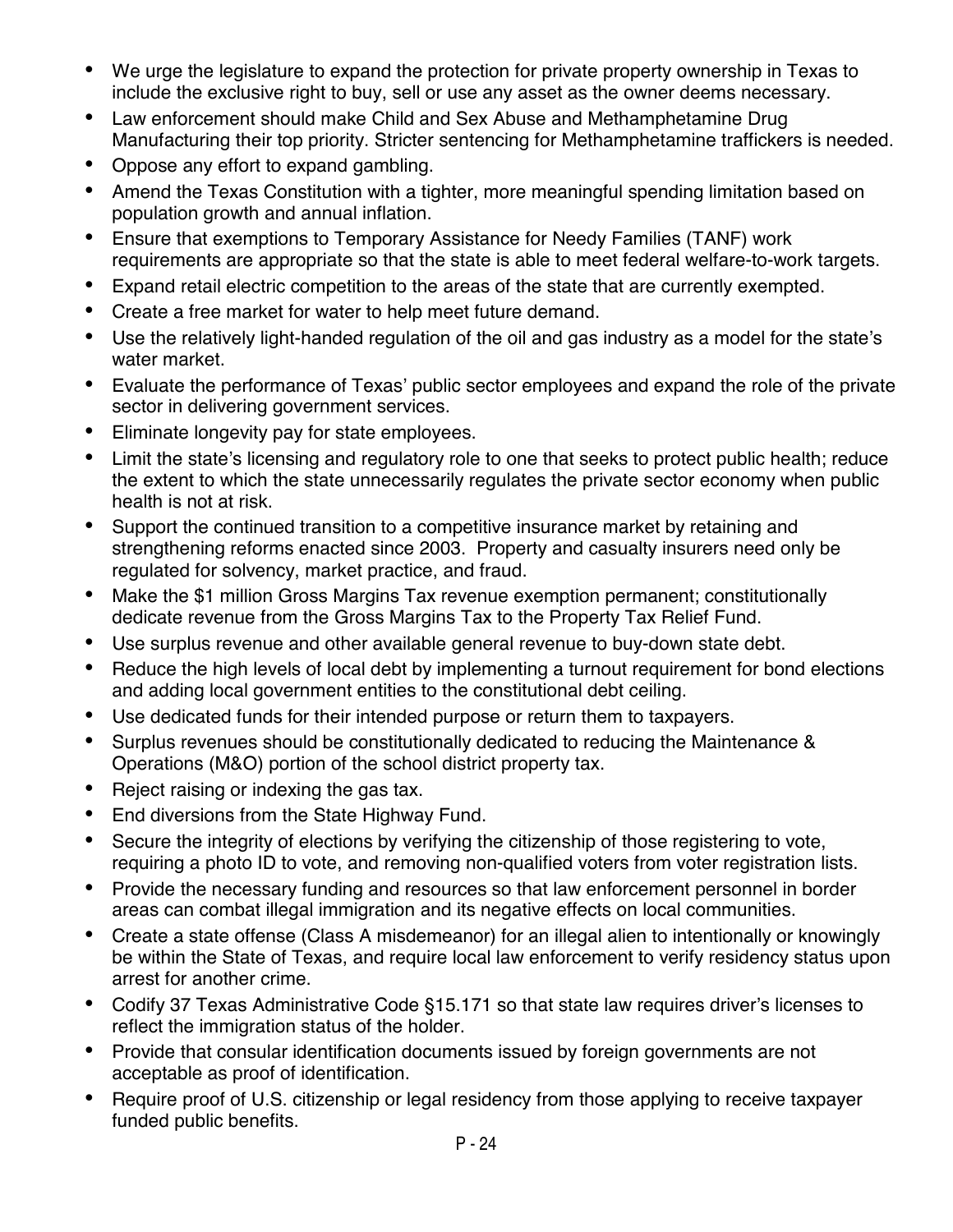- We urge the legislature to expand the protection for private property ownership in Texas to include the exclusive right to buy, sell or use any asset as the owner deems necessary.
- Law enforcement should make Child and Sex Abuse and Methamphetamine Drug Manufacturing their top priority. Stricter sentencing for Methamphetamine traffickers is needed.
- Oppose any effort to expand gambling.
- Amend the Texas Constitution with a tighter, more meaningful spending limitation based on population growth and annual inflation.
- Ensure that exemptions to Temporary Assistance for Needy Families (TANF) work requirements are appropriate so that the state is able to meet federal welfare-to-work targets.
- Expand retail electric competition to the areas of the state that are currently exempted.
- Create a free market for water to help meet future demand.
- Use the relatively light-handed regulation of the oil and gas industry as a model for the state's water market.
- Evaluate the performance of Texas' public sector employees and expand the role of the private sector in delivering government services.
- Eliminate longevity pay for state employees.
- Limit the state's licensing and regulatory role to one that seeks to protect public health; reduce the extent to which the state unnecessarily regulates the private sector economy when public health is not at risk.
- Support the continued transition to a competitive insurance market by retaining and strengthening reforms enacted since 2003. Property and casualty insurers need only be regulated for solvency, market practice, and fraud.
- Make the $1 million Gross Margins Tax revenue exemption permanent; constitutionally dedicate revenue from the Gross Margins Tax to the Property Tax Relief Fund.
- Use surplus revenue and other available general revenue to buy-down state debt.
- Reduce the high levels of local debt by implementing a turnout requirement for bond elections and adding local government entities to the constitutional debt ceiling.
- Use dedicated funds for their intended purpose or return them to taxpayers.
- Surplus revenues should be constitutionally dedicated to reducing the Maintenance & Operations (M&O) portion of the school district property tax.
- Reject raising or indexing the gas tax.
- End diversions from the State Highway Fund.
- Secure the integrity of elections by verifying the citizenship of those registering to vote, requiring a photo ID to vote, and removing non-qualified voters from voter registration lists.
- Provide the necessary funding and resources so that law enforcement personnel in border areas can combat illegal immigration and its negative effects on local communities.
- Create a state offense (Class A misdemeanor) for an illegal alien to intentionally or knowingly be within the State of Texas, and require local law enforcement to verify residency status upon arrest for another crime.
- Codify 37 Texas Administrative Code §15.171 so that state law requires driver's licenses to reflect the immigration status of the holder.
- Provide that consular identification documents issued by foreign governments are not acceptable as proof of identification.
- Require proof of U.S. citizenship or legal residency from those applying to receive taxpayer funded public benefits.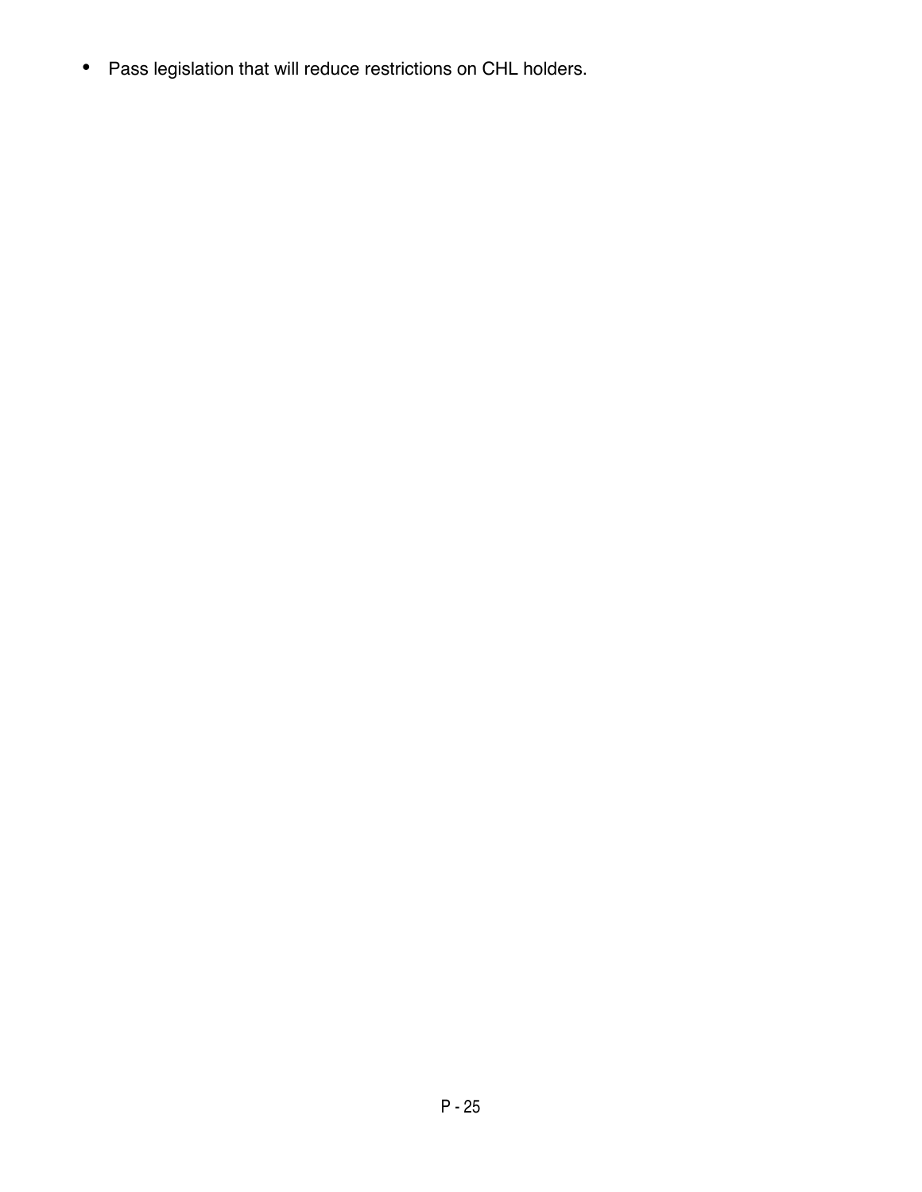- Pass legislation that will reduce restrictions on CHL holders.